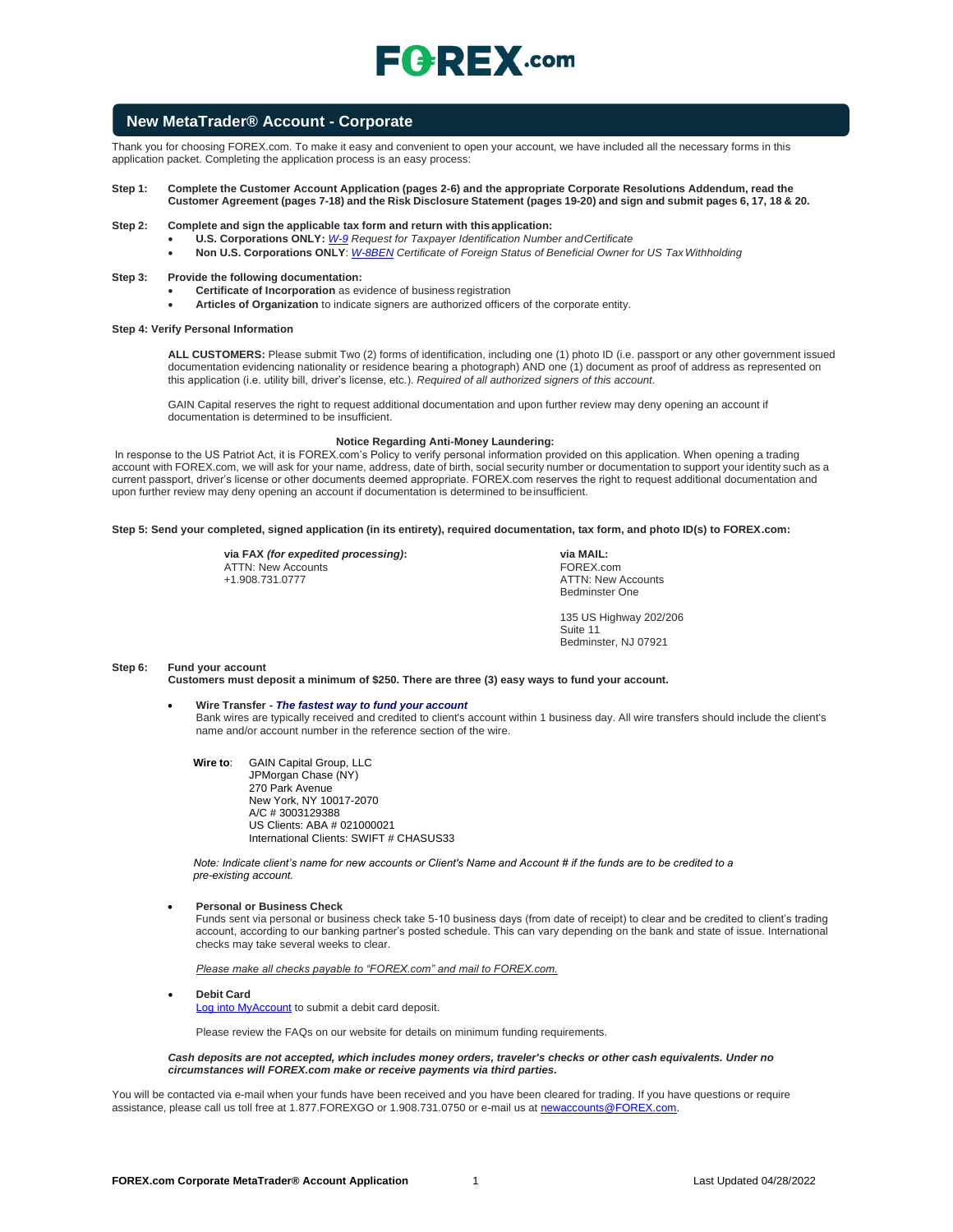# FOREX.com

## New MetaTrader® Account - Corporate

Thank you for choosing FOREX.com. To make it easy and convenient to open your account, we have included all the necessary forms in this application packet. Completing the application process is an easy process:

**Step 1:** **Complete the Customer Account Application (pages 2-6) and the appropriate Corporate Resolutions Addendum, read the Customer Agreement (pages 7-18) and the Risk Disclosure Statement (pages 19-20) and sign and submit pages 6, 17, 18 & 20.**

**Step 2:** **Complete and sign the applicable tax form and return with this application:**

- **U.S. Corporations ONLY:** *W-9 Request for Taxpayer Identification Number and Certificate*
- **Non U.S. Corporations ONLY**: *W-8BEN Certificate of Foreign Status of Beneficial Owner for US Tax Withholding*

**Step 3:** **Provide the following documentation:**

- **Certificate of Incorporation** as evidence of business registration
- **Articles of Organization** to indicate signers are authorized officers of the corporate entity.

**Step 4: Verify Personal Information**

**ALL CUSTOMERS:** Please submit Two (2) forms of identification, including one (1) photo ID (i.e. passport or any other government issued documentation evidencing nationality or residence bearing a photograph) AND one (1) document as proof of address as represented on this application (i.e. utility bill, driver's license, etc.). *Required of all authorized signers of this account.*

GAIN Capital reserves the right to request additional documentation and upon further review may deny opening an account if documentation is determined to be insufficient.

**Notice Regarding Anti-Money Laundering:**

In response to the US Patriot Act, it is FOREX.com's Policy to verify personal information provided on this application. When opening a trading account with FOREX.com, we will ask for your name, address, date of birth, social security number or documentation to support your identity such as a current passport, driver's license or other documents deemed appropriate. FOREX.com reserves the right to request additional documentation and upon further review may deny opening an account if documentation is determined to be insufficient.

**Step 5: Send your completed, signed application (in its entirety), required documentation, tax form, and photo ID(s) to FOREX.com:**

**via FAX *(for expedited processing)*:**
ATTN: New Accounts
+1.908.731.0777

**via MAIL:**
FOREX.com
ATTN: New Accounts
Bedminster One

135 US Highway 202/206
Suite 11
Bedminster, NJ 07921

**Step 6:** **Fund your account**
**Customers must deposit a minimum of $250. There are three (3) easy ways to fund your account.**

- **Wire Transfer - *The fastest way to fund your account***
  Bank wires are typically received and credited to client's account within 1 business day. All wire transfers should include the client's name and/or account number in the reference section of the wire.

  **Wire to**: GAIN Capital Group, LLC
  JPMorgan Chase (NY)
  270 Park Avenue
  New York, NY 10017-2070
  A/C # 3003129388
  US Clients: ABA # 021000021
  International Clients: SWIFT # CHASUS33

  *Note: Indicate client's name for new accounts or Client's Name and Account # if the funds are to be credited to a pre-existing account.*

- **Personal or Business Check**
  Funds sent via personal or business check take 5-10 business days (from date of receipt) to clear and be credited to client's trading account, according to our banking partner's posted schedule. This can vary depending on the bank and state of issue. International checks may take several weeks to clear.

  *Please make all checks payable to "FOREX.com" and mail to FOREX.com.*

- **Debit Card**
  Log into MyAccount to submit a debit card deposit.

  Please review the FAQs on our website for details on minimum funding requirements.

***Cash deposits are not accepted, which includes money orders, traveler's checks or other cash equivalents. Under no circumstances will FOREX.com make or receive payments via third parties.***

You will be contacted via e-mail when your funds have been received and you have been cleared for trading. If you have questions or require assistance, please call us toll free at 1.877.FOREXGO or 1.908.731.0750 or e-mail us at newaccounts@FOREX.com.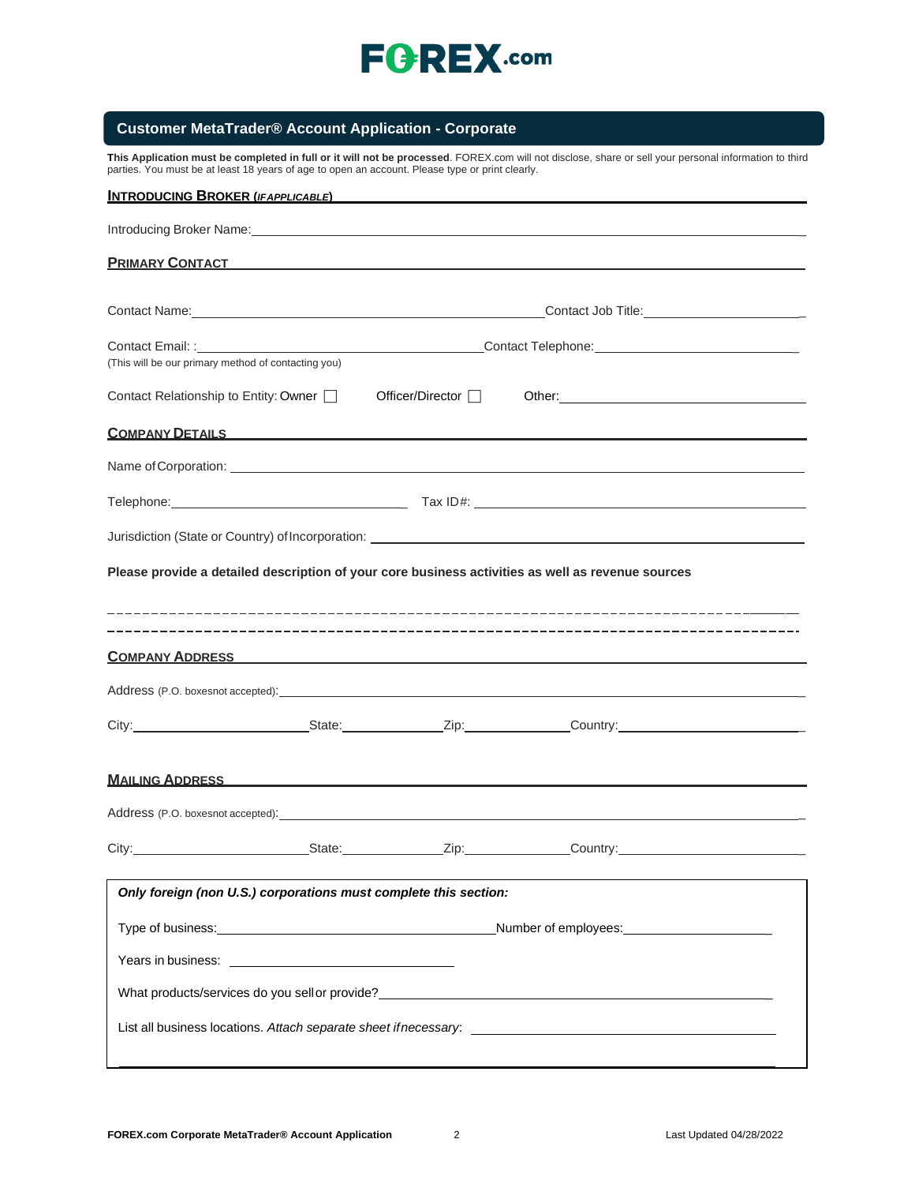# FOREX.com

## Customer MetaTrader® Account Application - Corporate

**This Application must be completed in full or it will not be processed**. FOREX.com will not disclose, share or sell your personal information to third parties. You must be at least 18 years of age to open an account. Please type or print clearly.

### INTRODUCING BROKER (*IF APPLICABLE*)

Introducing Broker Name: ____________________

### PRIMARY CONTACT

Contact Name: ____________________ Contact Job Title: ____________________

Contact Email: : ____________________ Contact Telephone: ____________________
(This will be our primary method of contacting you)

Contact Relationship to Entity: Owner ☐ Officer/Director ☐ Other: ____________________

### COMPANY DETAILS

Name of Corporation: ____________________

Telephone: ____________________ Tax ID#: ____________________

Jurisdiction (State or Country) of Incorporation: ____________________

**Please provide a detailed description of your core business activities as well as revenue sources**

_ _ _ _ _ _ _ _ _ _ _ _ _ _ _ _ _ _ _ _ _ _ _ _ _ _ _ _ _ _ _ _ _ _ _ _ _ _ _ _

_ _ _ _ _ _ _ _ _ _ _ _ _ _ _ _ _ _ _ _ _ _ _ _ _ _ _ _ _ _ _ _ _ _ _ _ _ _ _ _

### COMPANY ADDRESS

Address (P.O. boxes not accepted): ____________________

City: ____________________ State: ____________________ Zip: ____________________ Country: ____________________

### MAILING ADDRESS

Address (P.O. boxes not accepted): ____________________

City: ____________________ State: ____________________ Zip: ____________________ Country: ____________________

***Only foreign (non U.S.) corporations must complete this section:***

Type of business: ____________________ Number of employees: ____________________

Years in business: ____________________

What products/services do you sell or provide? ____________________

List all business locations. *Attach separate sheet if necessary*: ____________________

____________________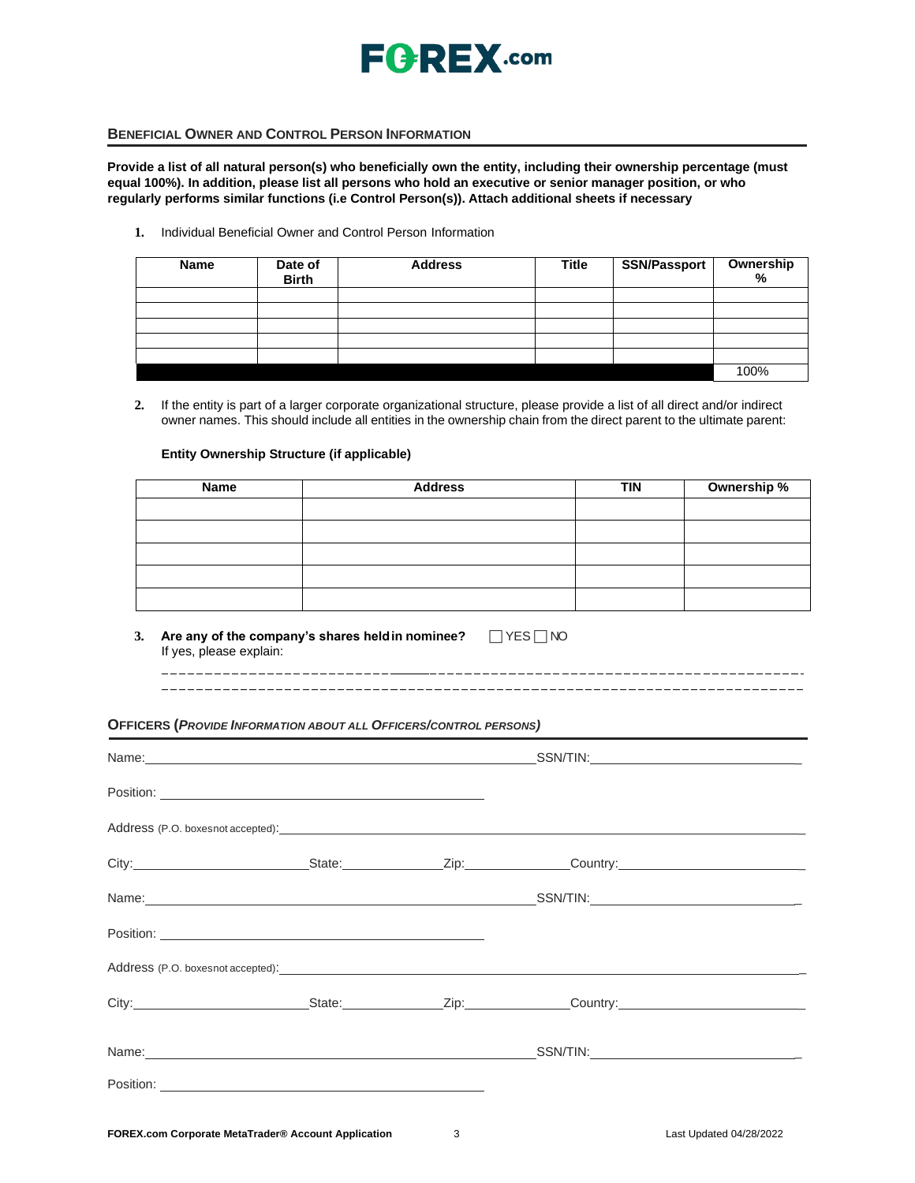## BENEFICIAL OWNER AND CONTROL PERSON INFORMATION

**Provide a list of all natural person(s) who beneficially own the entity, including their ownership percentage (must equal 100%). In addition, please list all persons who hold an executive or senior manager position, or who regularly performs similar functions (i.e Control Person(s)). Attach additional sheets if necessary**

1. Individual Beneficial Owner and Control Person Information

| Name | Date of Birth | Address | Title | SSN/Passport | Ownership % |
|---|---|---|---|---|---|
| | | | | | |
| | | | | | |
| | | | | | |
| | | | | | |
| | | | | | |
| | | | | | 100% |

2. If the entity is part of a larger corporate organizational structure, please provide a list of all direct and/or indirect owner names. This should include all entities in the ownership chain from the direct parent to the ultimate parent:

**Entity Ownership Structure (if applicable)**

| Name | Address | TIN | Ownership % |
|---|---|---|---|
| | | | |
| | | | |
| | | | |
| | | | |
| | | | |

3. **Are any of the company's shares held in nominee?** ☐ YES ☐ NO
   If yes, please explain:

   ______________________________________________________________________
   ______________________________________________________________________

## OFFICERS (*PROVIDE INFORMATION ABOUT ALL OFFICERS/CONTROL PERSONS*)

Name:______________________________________________ SSN/TIN:__________________________

Position: ______________________________________

Address (P.O. boxes not accepted):__________________________________________________________

City:______________________ State:____________ Zip:_____________ Country:______________________

Name:______________________________________________ SSN/TIN:__________________________

Position: ______________________________________

Address (P.O. boxes not accepted):__________________________________________________________

City:______________________ State:____________ Zip:_____________ Country:______________________

Name:______________________________________________ SSN/TIN:__________________________

Position: ______________________________________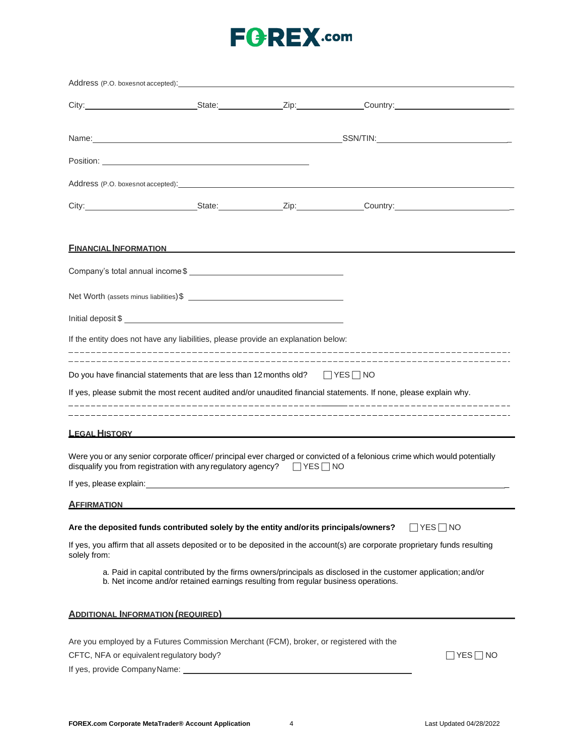Address (P.O. boxes not accepted): ____________________________________________

City: ____________________ State: ____________ Zip: ____________ Country: ____________________

Name: ____________________________________________ SSN/TIN: ____________________________

Position: ____________________________________________

Address (P.O. boxes not accepted): ____________________________________________

City: ____________________ State: ____________ Zip: ____________ Country: ____________________

## FINANCIAL INFORMATION

Company's total annual income $ ______________________________

Net Worth (assets minus liabilities) $ ______________________________

Initial deposit $ ______________________________

If the entity does not have any liabilities, please provide an explanation below:

- - - - - - - - - - - - - - - - - - - - - - - - - - - - - - - - - - - - - - - - - - - - - - - - - - - - - - - - - - - - - - - -

- - - - - - - - - - - - - - - - - - - - - - - - - - - - - - - - - - - - - - - - - - - - - - - - - - - - - - - - - - - - - - - -

Do you have financial statements that are less than 12 months old? ☐ YES ☐ NO

If yes, please submit the most recent audited and/or unaudited financial statements. If none, please explain why.

- - - - - - - - - - - - - - - - - - - - - - - - - - - - - - - - - - - - - - - - - - - - - - - - - - - - - - - - - - - - - - - -

- - - - - - - - - - - - - - - - - - - - - - - - - - - - - - - - - - - - - - - - - - - - - - - - - - - - - - - - - - - - - - - -

## LEGAL HISTORY

Were you or any senior corporate officer/ principal ever charged or convicted of a felonious crime which would potentially disqualify you from registration with any regulatory agency? ☐ YES ☐ NO

If yes, please explain: ____________________________________________

## AFFIRMATION

**Are the deposited funds contributed solely by the entity and/or its principals/owners?** ☐ YES ☐ NO

If yes, you affirm that all assets deposited or to be deposited in the account(s) are corporate proprietary funds resulting solely from:

a. Paid in capital contributed by the firms owners/principals as disclosed in the customer application; and/or
b. Net income and/or retained earnings resulting from regular business operations.

## ADDITIONAL INFORMATION (REQUIRED)

Are you employed by a Futures Commission Merchant (FCM), broker, or registered with the CFTC, NFA or equivalent regulatory body? ☐ YES ☐ NO

If yes, provide Company Name: ______________________________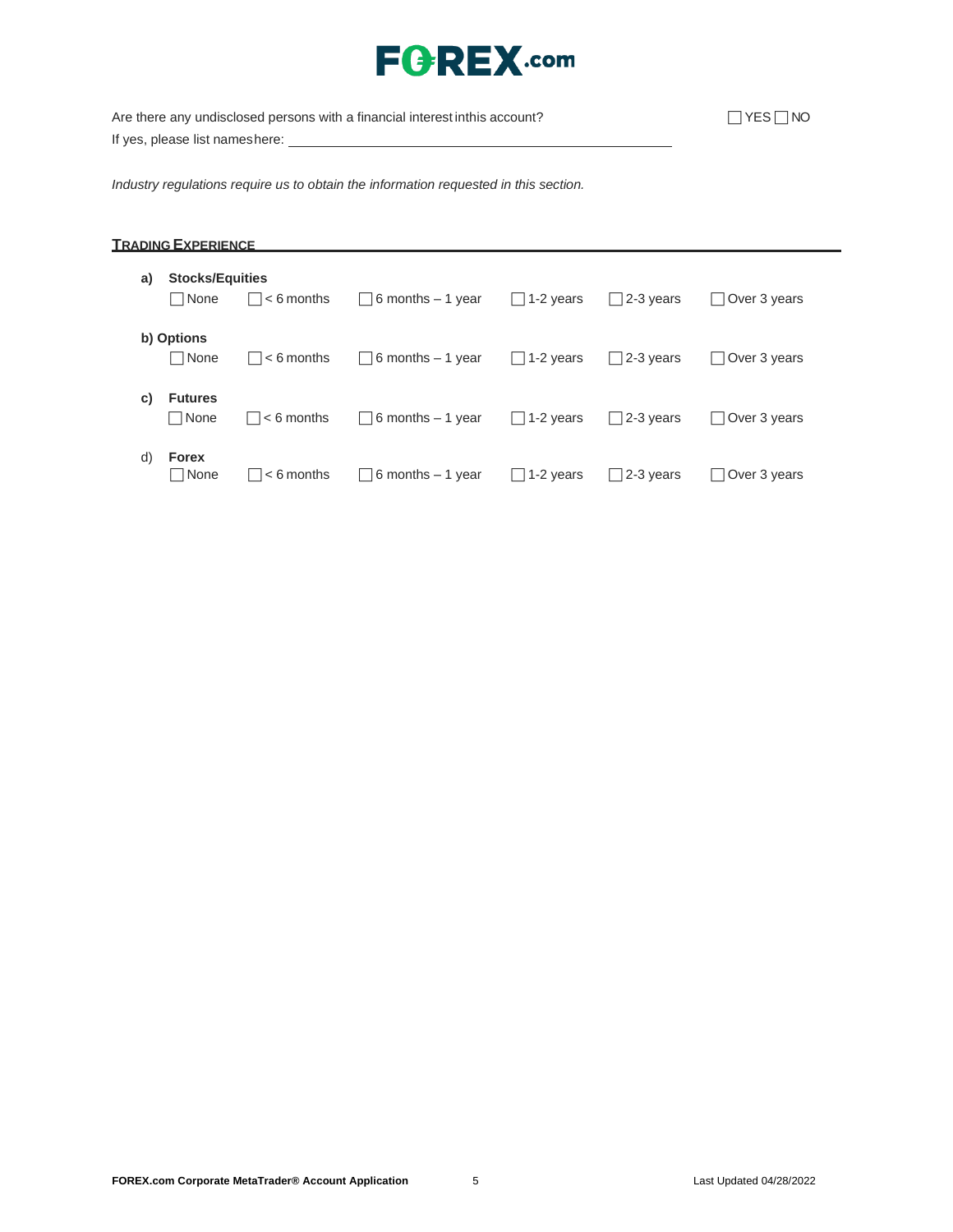Are there any undisclosed persons with a financial interest in this account? ☐ YES ☐ NO

If yes, please list names here: ______________________________________________

*Industry regulations require us to obtain the information requested in this section.*

## TRADING EXPERIENCE

**a) Stocks/Equities**

☐ None ☐ < 6 months ☐ 6 months – 1 year ☐ 1-2 years ☐ 2-3 years ☐ Over 3 years

**b) Options**

☐ None ☐ < 6 months ☐ 6 months – 1 year ☐ 1-2 years ☐ 2-3 years ☐ Over 3 years

**c) Futures**

☐ None ☐ < 6 months ☐ 6 months – 1 year ☐ 1-2 years ☐ 2-3 years ☐ Over 3 years

d) **Forex**

☐ None ☐ < 6 months ☐ 6 months – 1 year ☐ 1-2 years ☐ 2-3 years ☐ Over 3 years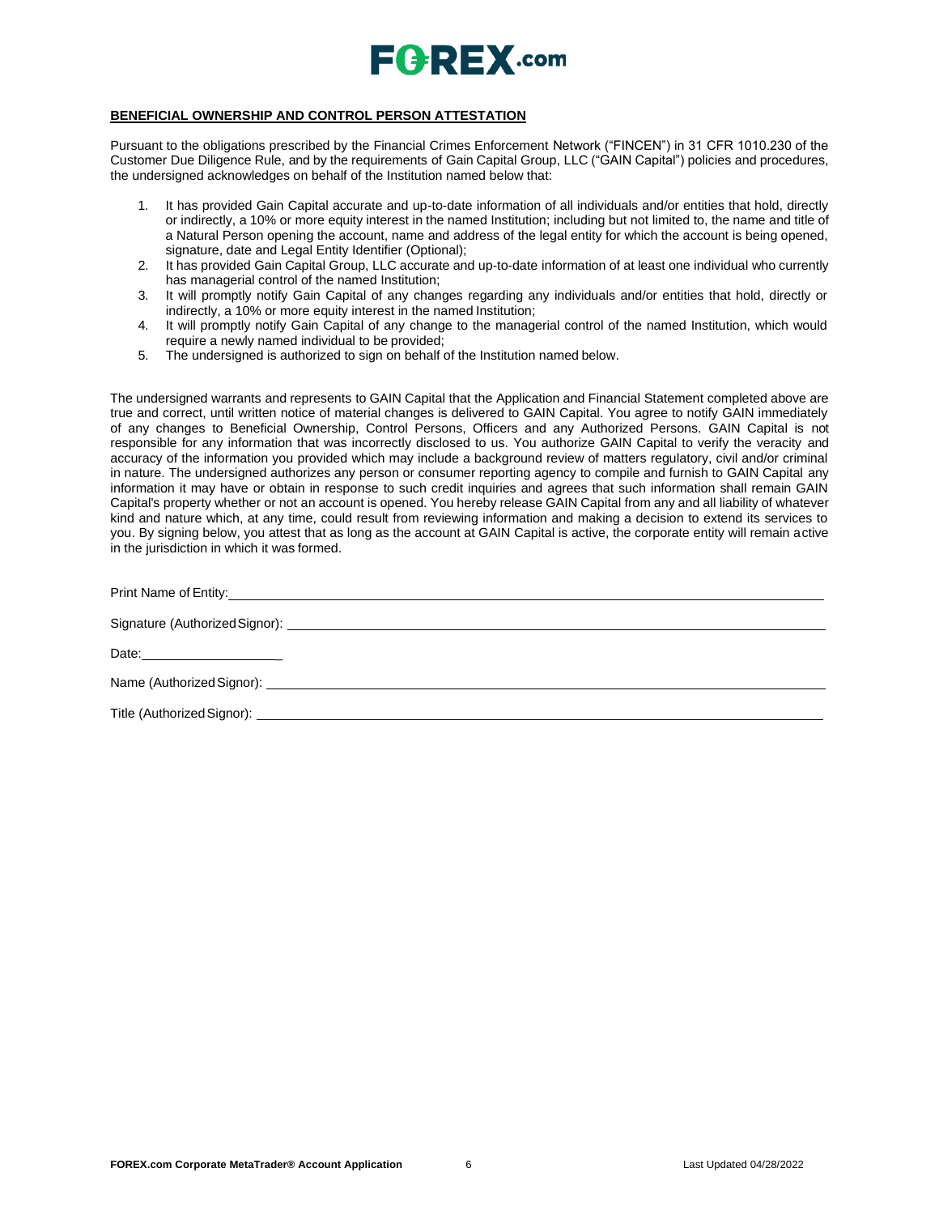**BENEFICIAL OWNERSHIP AND CONTROL PERSON ATTESTATION**

Pursuant to the obligations prescribed by the Financial Crimes Enforcement Network ("FINCEN") in 31 CFR 1010.230 of the Customer Due Diligence Rule, and by the requirements of Gain Capital Group, LLC ("GAIN Capital") policies and procedures, the undersigned acknowledges on behalf of the Institution named below that:

1. It has provided Gain Capital accurate and up-to-date information of all individuals and/or entities that hold, directly or indirectly, a 10% or more equity interest in the named Institution; including but not limited to, the name and title of a Natural Person opening the account, name and address of the legal entity for which the account is being opened, signature, date and Legal Entity Identifier (Optional);
2. It has provided Gain Capital Group, LLC accurate and up-to-date information of at least one individual who currently has managerial control of the named Institution;
3. It will promptly notify Gain Capital of any changes regarding any individuals and/or entities that hold, directly or indirectly, a 10% or more equity interest in the named Institution;
4. It will promptly notify Gain Capital of any change to the managerial control of the named Institution, which would require a newly named individual to be provided;
5. The undersigned is authorized to sign on behalf of the Institution named below.

The undersigned warrants and represents to GAIN Capital that the Application and Financial Statement completed above are true and correct, until written notice of material changes is delivered to GAIN Capital. You agree to notify GAIN immediately of any changes to Beneficial Ownership, Control Persons, Officers and any Authorized Persons. GAIN Capital is not responsible for any information that was incorrectly disclosed to us. You authorize GAIN Capital to verify the veracity and accuracy of the information you provided which may include a background review of matters regulatory, civil and/or criminal in nature. The undersigned authorizes any person or consumer reporting agency to compile and furnish to GAIN Capital any information it may have or obtain in response to such credit inquiries and agrees that such information shall remain GAIN Capital's property whether or not an account is opened. You hereby release GAIN Capital from any and all liability of whatever kind and nature which, at any time, could result from reviewing information and making a decision to extend its services to you. By signing below, you attest that as long as the account at GAIN Capital is active, the corporate entity will remain active in the jurisdiction in which it was formed.

Print Name of Entity: ____________________

Signature (Authorized Signor): ____________________

Date: ____________________

Name (Authorized Signor): ____________________

Title (Authorized Signor): ____________________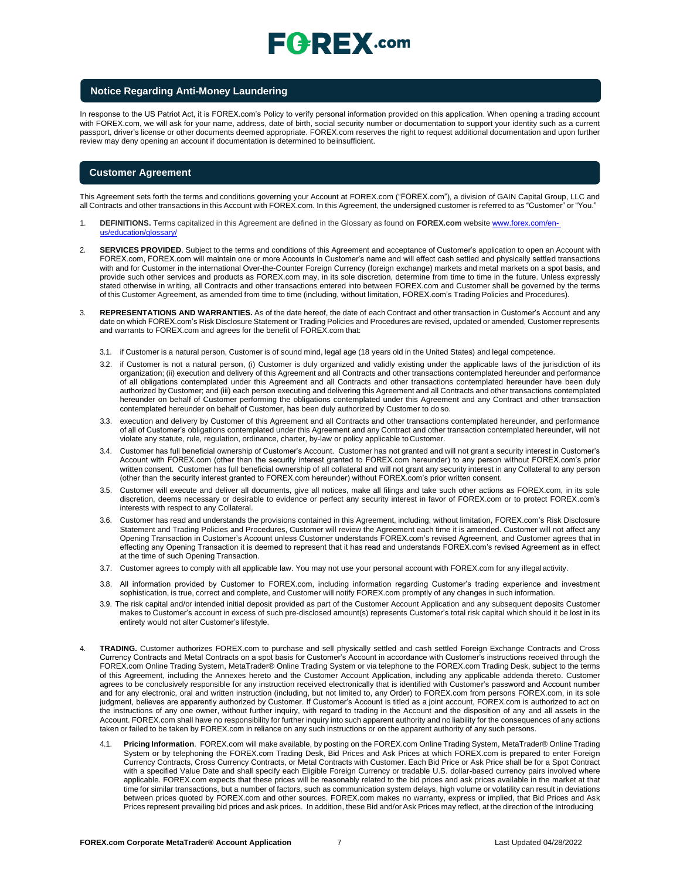## Notice Regarding Anti-Money Laundering

In response to the US Patriot Act, it is FOREX.com's Policy to verify personal information provided on this application. When opening a trading account with FOREX.com, we will ask for your name, address, date of birth, social security number or documentation to support your identity such as a current passport, driver's license or other documents deemed appropriate. FOREX.com reserves the right to request additional documentation and upon further review may deny opening an account if documentation is determined to be insufficient.

## Customer Agreement

This Agreement sets forth the terms and conditions governing your Account at FOREX.com ("FOREX.com"), a division of GAIN Capital Group, LLC and all Contracts and other transactions in this Account with FOREX.com. In this Agreement, the undersigned customer is referred to as "Customer" or "You."

1. **DEFINITIONS.** Terms capitalized in this Agreement are defined in the Glossary as found on **FOREX.com** website [www.forex.com/en-us/education/glossary/](www.forex.com/en-us/education/glossary/)

2. **SERVICES PROVIDED**. Subject to the terms and conditions of this Agreement and acceptance of Customer's application to open an Account with FOREX.com, FOREX.com will maintain one or more Accounts in Customer's name and will effect cash settled and physically settled transactions with and for Customer in the international Over-the-Counter Foreign Currency (foreign exchange) markets and metal markets on a spot basis, and provide such other services and products as FOREX.com may, in its sole discretion, determine from time to time in the future. Unless expressly stated otherwise in writing, all Contracts and other transactions entered into between FOREX.com and Customer shall be governed by the terms of this Customer Agreement, as amended from time to time (including, without limitation, FOREX.com's Trading Policies and Procedures).

3. **REPRESENTATIONS AND WARRANTIES.** As of the date hereof, the date of each Contract and other transaction in Customer's Account and any date on which FOREX.com's Risk Disclosure Statement or Trading Policies and Procedures are revised, updated or amended, Customer represents and warrants to FOREX.com and agrees for the benefit of FOREX.com that:

   3.1. if Customer is a natural person, Customer is of sound mind, legal age (18 years old in the United States) and legal competence.

   3.2. if Customer is not a natural person, (i) Customer is duly organized and validly existing under the applicable laws of the jurisdiction of its organization; (ii) execution and delivery of this Agreement and all Contracts and other transactions contemplated hereunder and performance of all obligations contemplated under this Agreement and all Contracts and other transactions contemplated hereunder have been duly authorized by Customer; and (iii) each person executing and delivering this Agreement and all Contracts and other transactions contemplated hereunder on behalf of Customer performing the obligations contemplated under this Agreement and any Contract and other transaction contemplated hereunder on behalf of Customer, has been duly authorized by Customer to do so.

   3.3. execution and delivery by Customer of this Agreement and all Contracts and other transactions contemplated hereunder, and performance of all of Customer's obligations contemplated under this Agreement and any Contract and other transaction contemplated hereunder, will not violate any statute, rule, regulation, ordinance, charter, by-law or policy applicable to Customer.

   3.4. Customer has full beneficial ownership of Customer's Account. Customer has not granted and will not grant a security interest in Customer's Account with FOREX.com (other than the security interest granted to FOREX.com hereunder) to any person without FOREX.com's prior written consent. Customer has full beneficial ownership of all collateral and will not grant any security interest in any Collateral to any person (other than the security interest granted to FOREX.com hereunder) without FOREX.com's prior written consent.

   3.5. Customer will execute and deliver all documents, give all notices, make all filings and take such other actions as FOREX.com, in its sole discretion, deems necessary or desirable to evidence or perfect any security interest in favor of FOREX.com or to protect FOREX.com's interests with respect to any Collateral.

   3.6. Customer has read and understands the provisions contained in this Agreement, including, without limitation, FOREX.com's Risk Disclosure Statement and Trading Policies and Procedures, Customer will review the Agreement each time it is amended. Customer will not affect any Opening Transaction in Customer's Account unless Customer understands FOREX.com's revised Agreement, and Customer agrees that in effecting any Opening Transaction it is deemed to represent that it has read and understands FOREX.com's revised Agreement as in effect at the time of such Opening Transaction.

   3.7. Customer agrees to comply with all applicable law. You may not use your personal account with FOREX.com for any illegal activity.

   3.8. All information provided by Customer to FOREX.com, including information regarding Customer's trading experience and investment sophistication, is true, correct and complete, and Customer will notify FOREX.com promptly of any changes in such information.

   3.9. The risk capital and/or intended initial deposit provided as part of the Customer Account Application and any subsequent deposits Customer makes to Customer's account in excess of such pre-disclosed amount(s) represents Customer's total risk capital which should it be lost in its entirety would not alter Customer's lifestyle.

4. **TRADING.** Customer authorizes FOREX.com to purchase and sell physically settled and cash settled Foreign Exchange Contracts and Cross Currency Contracts and Metal Contracts on a spot basis for Customer's Account in accordance with Customer's instructions received through the FOREX.com Online Trading System, MetaTrader® Online Trading System or via telephone to the FOREX.com Trading Desk, subject to the terms of this Agreement, including the Annexes hereto and the Customer Account Application, including any applicable addenda thereto. Customer agrees to be conclusively responsible for any instruction received electronically that is identified with Customer's password and Account number and for any electronic, oral and written instruction (including, but not limited to, any Order) to FOREX.com from persons FOREX.com, in its sole judgment, believes are apparently authorized by Customer. If Customer's Account is titled as a joint account, FOREX.com is authorized to act on the instructions of any one owner, without further inquiry, with regard to trading in the Account and the disposition of any and all assets in the Account. FOREX.com shall have no responsibility for further inquiry into such apparent authority and no liability for the consequences of any actions taken or failed to be taken by FOREX.com in reliance on any such instructions or on the apparent authority of any such persons.

   4.1. **Pricing Information**. FOREX.com will make available, by posting on the FOREX.com Online Trading System, MetaTrader® Online Trading System or by telephoning the FOREX.com Trading Desk, Bid Prices and Ask Prices at which FOREX.com is prepared to enter Foreign Currency Contracts, Cross Currency Contracts, or Metal Contracts with Customer. Each Bid Price or Ask Price shall be for a Spot Contract with a specified Value Date and shall specify each Eligible Foreign Currency or tradable U.S. dollar-based currency pairs involved where applicable. FOREX.com expects that these prices will be reasonably related to the bid prices and ask prices available in the market at that time for similar transactions, but a number of factors, such as communication system delays, high volume or volatility can result in deviations between prices quoted by FOREX.com and other sources. FOREX.com makes no warranty, express or implied, that Bid Prices and Ask Prices represent prevailing bid prices and ask prices. In addition, these Bid and/or Ask Prices may reflect, at the direction of the Introducing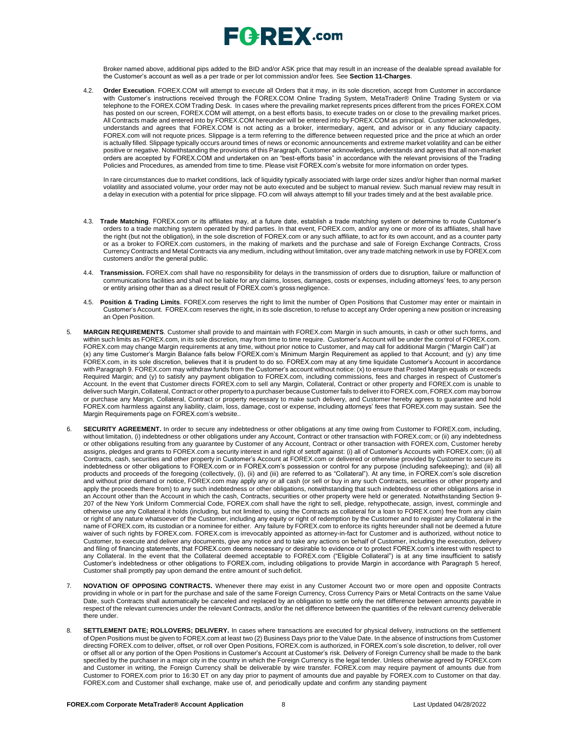Broker named above, additional pips added to the BID and/or ASK price that may result in an increase of the dealable spread available for the Customer's account as well as a per trade or per lot commission and/or fees. See **Section 11-Charges**.

4.2. **Order Execution**. FOREX.COM will attempt to execute all Orders that it may, in its sole discretion, accept from Customer in accordance with Customer's instructions received through the FOREX.COM Online Trading System, MetaTrader® Online Trading System or via telephone to the FOREX.COM Trading Desk. In cases where the prevailing market represents prices different from the prices FOREX.COM has posted on our screen, FOREX.COM will attempt, on a best efforts basis, to execute trades on or close to the prevailing market prices. All Contracts made and entered into by FOREX.COM hereunder will be entered into by FOREX.COM as principal. Customer acknowledges, understands and agrees that FOREX.COM is not acting as a broker, intermediary, agent, and advisor or in any fiduciary capacity. FOREX.com will not requote prices. Slippage is a term referring to the difference between requested price and the price at which an order is actually filled. Slippage typically occurs around times of news or economic announcements and extreme market volatility and can be either positive or negative. Notwithstanding the provisions of this Paragraph, Customer acknowledges, understands and agrees that all non-market orders are accepted by FOREX.COM and undertaken on an "best-efforts basis" in accordance with the relevant provisions of the Trading Policies and Procedures, as amended from time to time. Please visit FOREX.com's website for more information on order types.

In rare circumstances due to market conditions, lack of liquidity typically associated with large order sizes and/or higher than normal market volatility and associated volume, your order may not be auto executed and be subject to manual review. Such manual review may result in a delay in execution with a potential for price slippage. FO.com will always attempt to fill your trades timely and at the best available price.

4.3. **Trade Matching**. FOREX.com or its affiliates may, at a future date, establish a trade matching system or determine to route Customer's orders to a trade matching system operated by third parties. In that event, FOREX.com, and/or any one or more of its affiliates, shall have the right (but not the obligation), in the sole discretion of FOREX.com or any such affiliate, to act for its own account, and as a counter party or as a broker to FOREX.com customers, in the making of markets and the purchase and sale of Foreign Exchange Contracts, Cross Currency Contracts and Metal Contracts via any medium, including without limitation, over any trade matching network in use by FOREX.com customers and/or the general public.

4.4. **Transmission.** FOREX.com shall have no responsibility for delays in the transmission of orders due to disruption, failure or malfunction of communications facilities and shall not be liable for any claims, losses, damages, costs or expenses, including attorneys' fees, to any person or entity arising other than as a direct result of FOREX.com's gross negligence.

4.5. **Position & Trading Limits**. FOREX.com reserves the right to limit the number of Open Positions that Customer may enter or maintain in Customer's Account. FOREX.com reserves the right, in its sole discretion, to refuse to accept any Order opening a new position or increasing an Open Position.

5. **MARGIN REQUIREMENTS**. Customer shall provide to and maintain with FOREX.com Margin in such amounts, in cash or other such forms, and within such limits as FOREX.com, in its sole discretion, may from time to time require. Customer's Account will be under the control of FOREX.com. FOREX.com may change Margin requirements at any time, without prior notice to Customer, and may call for additional Margin ("Margin Call") at (x) any time Customer's Margin Balance falls below FOREX.com's Minimum Margin Requirement as applied to that Account; and (y) any time FOREX.com, in its sole discretion, believes that it is prudent to do so. FOREX.com may at any time liquidate Customer's Account in accordance with Paragraph 9. FOREX.com may withdraw funds from the Customer's account without notice: (x) to ensure that Posted Margin equals or exceeds Required Margin; and (y) to satisfy any payment obligation to FOREX.com, including commissions, fees and charges in respect of Customer's Account. In the event that Customer directs FOREX.com to sell any Margin, Collateral, Contract or other property and FOREX.com is unable to deliver such Margin, Collateral, Contract or other property to a purchaser because Customer fails to deliver it to FOREX.com, FOREX.com may borrow or purchase any Margin, Collateral, Contract or property necessary to make such delivery, and Customer hereby agrees to guarantee and hold FOREX.com harmless against any liability, claim, loss, damage, cost or expense, including attorneys' fees that FOREX.com may sustain. See the Margin Requirements page on FOREX.com's website..

6. **SECURITY AGREEMENT.** In order to secure any indebtedness or other obligations at any time owing from Customer to FOREX.com, including, without limitation, (i) indebtedness or other obligations under any Account, Contract or other transaction with FOREX.com; or (ii) any indebtedness or other obligations resulting from any guarantee by Customer of any Account, Contract or other transaction with FOREX.com, Customer hereby assigns, pledges and grants to FOREX.com a security interest in and right of setoff against: (i) all of Customer's Accounts with FOREX.com; (ii) all Contracts, cash, securities and other property in Customer's Account at FOREX.com or delivered or otherwise provided by Customer to secure its indebtedness or other obligations to FOREX.com or in FOREX.com's possession or control for any purpose (including safekeeping); and (iii) all products and proceeds of the foregoing (collectively, (i), (ii) and (iii) are referred to as "Collateral"). At any time, in FOREX.com's sole discretion and without prior demand or notice, FOREX.com may apply any or all cash (or sell or buy in any such Contracts, securities or other property and apply the proceeds there from) to any such indebtedness or other obligations, notwithstanding that such indebtedness or other obligations arise in an Account other than the Account in which the cash, Contracts, securities or other property were held or generated. Notwithstanding Section 9-207 of the New York Uniform Commercial Code, FOREX.com shall have the right to sell, pledge, rehypothecate, assign, invest, commingle and otherwise use any Collateral it holds (including, but not limited to, using the Contracts as collateral for a loan to FOREX.com) free from any claim or right of any nature whatsoever of the Customer, including any equity or right of redemption by the Customer and to register any Collateral in the name of FOREX.com, its custodian or a nominee for either. Any failure by FOREX.com to enforce its rights hereunder shall not be deemed a future waiver of such rights by FOREX.com. FOREX.com is irrevocably appointed as attorney-in-fact for Customer and is authorized, without notice to Customer, to execute and deliver any documents, give any notice and to take any actions on behalf of Customer, including the execution, delivery and filing of financing statements, that FOREX.com deems necessary or desirable to evidence or to protect FOREX.com's interest with respect to any Collateral. In the event that the Collateral deemed acceptable to FOREX.com ("Eligible Collateral") is at any time insufficient to satisfy Customer's indebtedness or other obligations to FOREX.com, including obligations to provide Margin in accordance with Paragraph 5 hereof, Customer shall promptly pay upon demand the entire amount of such deficit.

7. **NOVATION OF OPPOSING CONTRACTS.** Whenever there may exist in any Customer Account two or more open and opposite Contracts providing in whole or in part for the purchase and sale of the same Foreign Currency, Cross Currency Pairs or Metal Contracts on the same Value Date, such Contracts shall automatically be canceled and replaced by an obligation to settle only the net difference between amounts payable in respect of the relevant currencies under the relevant Contracts, and/or the net difference between the quantities of the relevant currency deliverable there under.

8. **SETTLEMENT DATE; ROLLOVERS; DELIVERY.** In cases where transactions are executed for physical delivery, instructions on the settlement of Open Positions must be given to FOREX.com at least two (2) Business Days prior to the Value Date. In the absence of instructions from Customer directing FOREX.com to deliver, offset, or roll over Open Positions, FOREX.com is authorized, in FOREX.com's sole discretion, to deliver, roll over or offset all or any portion of the Open Positions in Customer's Account at Customer's risk. Delivery of Foreign Currency shall be made to the bank specified by the purchaser in a major city in the country in which the Foreign Currency is the legal tender. Unless otherwise agreed by FOREX.com and Customer in writing, the Foreign Currency shall be deliverable by wire transfer. FOREX.com may require payment of amounts due from Customer to FOREX.com prior to 16:30 ET on any day prior to payment of amounts due and payable by FOREX.com to Customer on that day. FOREX.com and Customer shall exchange, make use of, and periodically update and confirm any standing payment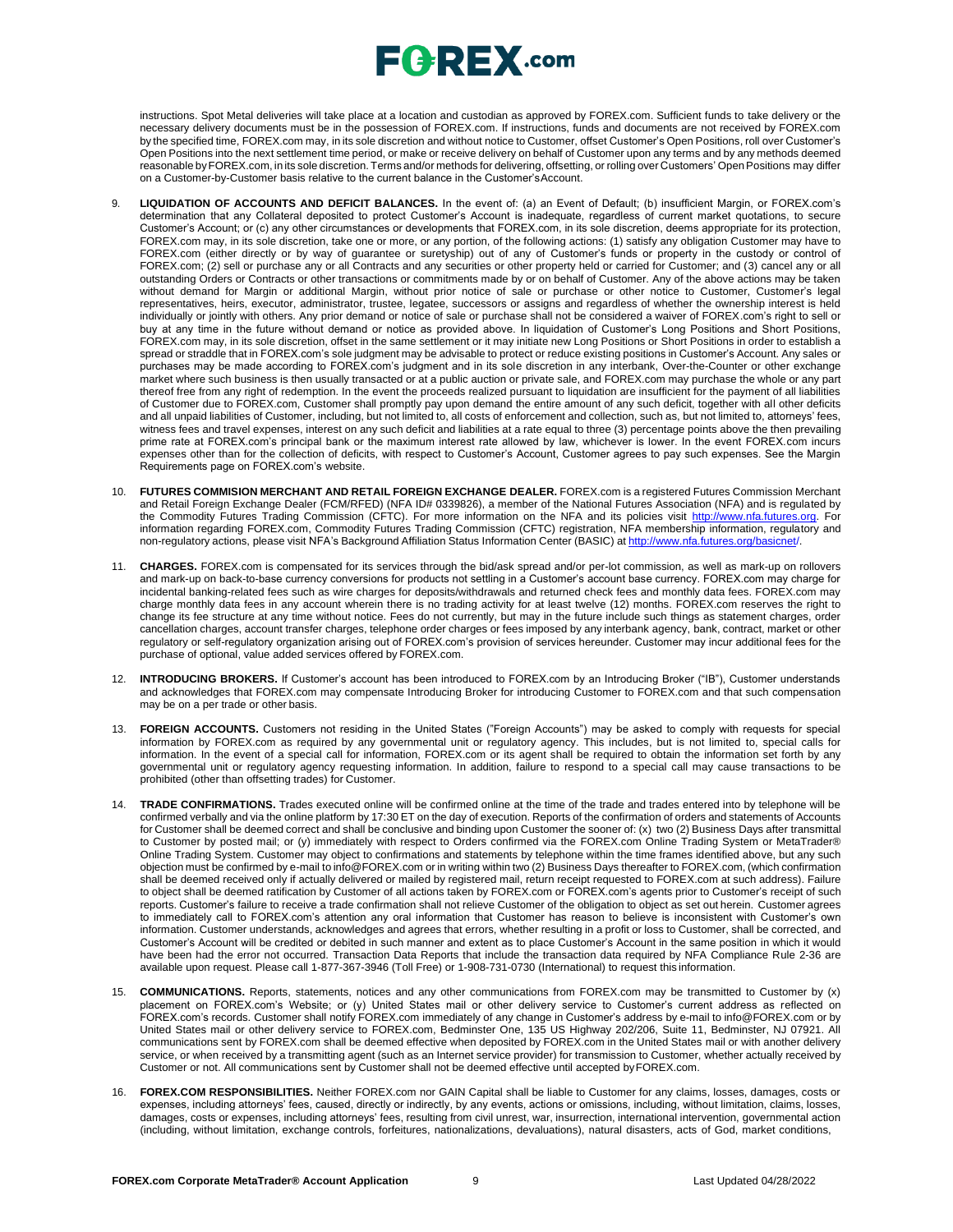instructions. Spot Metal deliveries will take place at a location and custodian as approved by FOREX.com. Sufficient funds to take delivery or the necessary delivery documents must be in the possession of FOREX.com. If instructions, funds and documents are not received by FOREX.com by the specified time, FOREX.com may, in its sole discretion and without notice to Customer, offset Customer's Open Positions, roll over Customer's Open Positions into the next settlement time period, or make or receive delivery on behalf of Customer upon any terms and by any methods deemed reasonable by FOREX.com, in its sole discretion. Terms and/or methods for delivering, offsetting, or rolling over Customers' Open Positions may differ on a Customer-by-Customer basis relative to the current balance in the Customer's Account.

9. **LIQUIDATION OF ACCOUNTS AND DEFICIT BALANCES.** In the event of: (a) an Event of Default; (b) insufficient Margin, or FOREX.com's determination that any Collateral deposited to protect Customer's Account is inadequate, regardless of current market quotations, to secure Customer's Account; or (c) any other circumstances or developments that FOREX.com, in its sole discretion, deems appropriate for its protection, FOREX.com may, in its sole discretion, take one or more, or any portion, of the following actions: (1) satisfy any obligation Customer may have to FOREX.com (either directly or by way of guarantee or suretyship) out of any of Customer's funds or property in the custody or control of FOREX.com; (2) sell or purchase any or all Contracts and any securities or other property held or carried for Customer; and (3) cancel any or all outstanding Orders or Contracts or other transactions or commitments made by or on behalf of Customer. Any of the above actions may be taken without demand for Margin or additional Margin, without prior notice of sale or purchase or other notice to Customer, Customer's legal representatives, heirs, executor, administrator, trustee, legatee, successors or assigns and regardless of whether the ownership interest is held individually or jointly with others. Any prior demand or notice of sale or purchase shall not be considered a waiver of FOREX.com's right to sell or buy at any time in the future without demand or notice as provided above. In liquidation of Customer's Long Positions and Short Positions, FOREX.com may, in its sole discretion, offset in the same settlement or it may initiate new Long Positions or Short Positions in order to establish a spread or straddle that in FOREX.com's sole judgment may be advisable to protect or reduce existing positions in Customer's Account. Any sales or purchases may be made according to FOREX.com's judgment and in its sole discretion in any interbank, Over-the-Counter or other exchange market where such business is then usually transacted or at a public auction or private sale, and FOREX.com may purchase the whole or any part thereof free from any right of redemption. In the event the proceeds realized pursuant to liquidation are insufficient for the payment of all liabilities of Customer due to FOREX.com, Customer shall promptly pay upon demand the entire amount of any such deficit, together with all other deficits and all unpaid liabilities of Customer, including, but not limited to, all costs of enforcement and collection, such as, but not limited to, attorneys' fees, witness fees and travel expenses, interest on any such deficit and liabilities at a rate equal to three (3) percentage points above the then prevailing prime rate at FOREX.com's principal bank or the maximum interest rate allowed by law, whichever is lower. In the event FOREX.com incurs expenses other than for the collection of deficits, with respect to Customer's Account, Customer agrees to pay such expenses. See the Margin Requirements page on FOREX.com's website.

10. **FUTURES COMMISION MERCHANT AND RETAIL FOREIGN EXCHANGE DEALER.** FOREX.com is a registered Futures Commission Merchant and Retail Foreign Exchange Dealer (FCM/RFED) (NFA ID# 0339826), a member of the National Futures Association (NFA) and is regulated by the Commodity Futures Trading Commission (CFTC). For more information on the NFA and its policies visit [http://www.nfa.futures.org](http://www.nfa.futures.org). For information regarding FOREX.com, Commodity Futures Trading Commission (CFTC) registration, NFA membership information, regulatory and non-regulatory actions, please visit NFA's Background Affiliation Status Information Center (BASIC) at [http://www.nfa.futures.org/basicnet/](http://www.nfa.futures.org/basicnet/).

11. **CHARGES.** FOREX.com is compensated for its services through the bid/ask spread and/or per-lot commission, as well as mark-up on rollovers and mark-up on back-to-base currency conversions for products not settling in a Customer's account base currency. FOREX.com may charge for incidental banking-related fees such as wire charges for deposits/withdrawals and returned check fees and monthly data fees. FOREX.com may charge monthly data fees in any account wherein there is no trading activity for at least twelve (12) months. FOREX.com reserves the right to change its fee structure at any time without notice. Fees do not currently, but may in the future include such things as statement charges, order cancellation charges, account transfer charges, telephone order charges or fees imposed by any interbank agency, bank, contract, market or other regulatory or self-regulatory organization arising out of FOREX.com's provision of services hereunder. Customer may incur additional fees for the purchase of optional, value added services offered by FOREX.com.

12. **INTRODUCING BROKERS.** If Customer's account has been introduced to FOREX.com by an Introducing Broker ("IB"), Customer understands and acknowledges that FOREX.com may compensate Introducing Broker for introducing Customer to FOREX.com and that such compensation may be on a per trade or other basis.

13. **FOREIGN ACCOUNTS.** Customers not residing in the United States ("Foreign Accounts") may be asked to comply with requests for special information by FOREX.com as required by any governmental unit or regulatory agency. This includes, but is not limited to, special calls for information. In the event of a special call for information, FOREX.com or its agent shall be required to obtain the information set forth by any governmental unit or regulatory agency requesting information. In addition, failure to respond to a special call may cause transactions to be prohibited (other than offsetting trades) for Customer.

14. **TRADE CONFIRMATIONS.** Trades executed online will be confirmed online at the time of the trade and trades entered into by telephone will be confirmed verbally and via the online platform by 17:30 ET on the day of execution. Reports of the confirmation of orders and statements of Accounts for Customer shall be deemed correct and shall be conclusive and binding upon Customer the sooner of: (x) two (2) Business Days after transmittal to Customer by posted mail; or (y) immediately with respect to Orders confirmed via the FOREX.com Online Trading System or MetaTrader® Online Trading System. Customer may object to confirmations and statements by telephone within the time frames identified above, but any such objection must be confirmed by e-mail to info@FOREX.com or in writing within two (2) Business Days thereafter to FOREX.com, (which confirmation shall be deemed received only if actually delivered or mailed by registered mail, return receipt requested to FOREX.com at such address). Failure to object shall be deemed ratification by Customer of all actions taken by FOREX.com or FOREX.com's agents prior to Customer's receipt of such reports. Customer's failure to receive a trade confirmation shall not relieve Customer of the obligation to object as set out herein. Customer agrees to immediately call to FOREX.com's attention any oral information that Customer has reason to believe is inconsistent with Customer's own information. Customer understands, acknowledges and agrees that errors, whether resulting in a profit or loss to Customer, shall be corrected, and Customer's Account will be credited or debited in such manner and extent as to place Customer's Account in the same position in which it would have been had the error not occurred. Transaction Data Reports that include the transaction data required by NFA Compliance Rule 2-36 are available upon request. Please call 1-877-367-3946 (Toll Free) or 1-908-731-0730 (International) to request this information.

15. **COMMUNICATIONS.** Reports, statements, notices and any other communications from FOREX.com may be transmitted to Customer by (x) placement on FOREX.com's Website; or (y) United States mail or other delivery service to Customer's current address as reflected on FOREX.com's records. Customer shall notify FOREX.com immediately of any change in Customer's address by e-mail to info@FOREX.com or by United States mail or other delivery service to FOREX.com, Bedminster One, 135 US Highway 202/206, Suite 11, Bedminster, NJ 07921. All communications sent by FOREX.com shall be deemed effective when deposited by FOREX.com in the United States mail or with another delivery service, or when received by a transmitting agent (such as an Internet service provider) for transmission to Customer, whether actually received by Customer or not. All communications sent by Customer shall not be deemed effective until accepted by FOREX.com.

16. **FOREX.COM RESPONSIBILITIES.** Neither FOREX.com nor GAIN Capital shall be liable to Customer for any claims, losses, damages, costs or expenses, including attorneys' fees, caused, directly or indirectly, by any events, actions or omissions, including, without limitation, claims, losses, damages, costs or expenses, including attorneys' fees, resulting from civil unrest, war, insurrection, international intervention, governmental action (including, without limitation, exchange controls, forfeitures, nationalizations, devaluations), natural disasters, acts of God, market conditions,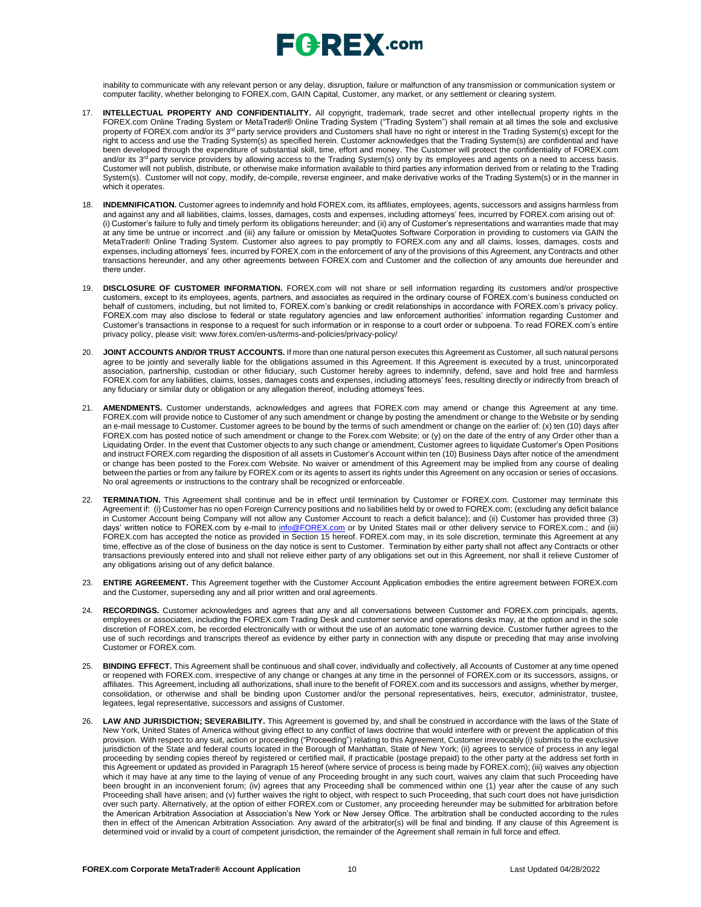inability to communicate with any relevant person or any delay, disruption, failure or malfunction of any transmission or communication system or computer facility, whether belonging to FOREX.com, GAIN Capital, Customer, any market, or any settlement or clearing system.

17. **INTELLECTUAL PROPERTY AND CONFIDENTIALITY.** All copyright, trademark, trade secret and other intellectual property rights in the FOREX.com Online Trading System or MetaTrader® Online Trading System ("Trading System") shall remain at all times the sole and exclusive property of FOREX.com and/or its 3rd party service providers and Customers shall have no right or interest in the Trading System(s) except for the right to access and use the Trading System(s) as specified herein. Customer acknowledges that the Trading System(s) are confidential and have been developed through the expenditure of substantial skill, time, effort and money. The Customer will protect the confidentiality of FOREX.com and/or its 3rd party service providers by allowing access to the Trading System(s) only by its employees and agents on a need to access basis. Customer will not publish, distribute, or otherwise make information available to third parties any information derived from or relating to the Trading System(s). Customer will not copy, modify, de-compile, reverse engineer, and make derivative works of the Trading System(s) or in the manner in which it operates.

18. **INDEMNIFICATION.** Customer agrees to indemnify and hold FOREX.com, its affiliates, employees, agents, successors and assigns harmless from and against any and all liabilities, claims, losses, damages, costs and expenses, including attorneys' fees, incurred by FOREX.com arising out of: (i) Customer's failure to fully and timely perform its obligations hereunder; and (ii) any of Customer's representations and warranties made that may at any time be untrue or incorrect .and (iii) any failure or omission by MetaQuotes Software Corporation in providing to customers via GAIN the MetaTrader® Online Trading System. Customer also agrees to pay promptly to FOREX.com any and all claims, losses, damages, costs and expenses, including attorneys' fees, incurred by FOREX.com in the enforcement of any of the provisions of this Agreement, any Contracts and other transactions hereunder, and any other agreements between FOREX.com and Customer and the collection of any amounts due hereunder and there under.

19. **DISCLOSURE OF CUSTOMER INFORMATION.** FOREX.com will not share or sell information regarding its customers and/or prospective customers, except to its employees, agents, partners, and associates as required in the ordinary course of FOREX.com's business conducted on behalf of customers, including, but not limited to, FOREX.com's banking or credit relationships in accordance with FOREX.com's privacy policy. FOREX.com may also disclose to federal or state regulatory agencies and law enforcement authorities' information regarding Customer and Customer's transactions in response to a request for such information or in response to a court order or subpoena. To read FOREX.com's entire privacy policy, please visit: www.forex.com/en-us/terms-and-policies/privacy-policy/

20. **JOINT ACCOUNTS AND/OR TRUST ACCOUNTS.** If more than one natural person executes this Agreement as Customer, all such natural persons agree to be jointly and severally liable for the obligations assumed in this Agreement. If this Agreement is executed by a trust, unincorporated association, partnership, custodian or other fiduciary, such Customer hereby agrees to indemnify, defend, save and hold free and harmless FOREX.com for any liabilities, claims, losses, damages costs and expenses, including attorneys' fees, resulting directly or indirectly from breach of any fiduciary or similar duty or obligation or any allegation thereof, including attorneys' fees.

21. **AMENDMENTS.** Customer understands, acknowledges and agrees that FOREX.com may amend or change this Agreement at any time. FOREX.com will provide notice to Customer of any such amendment or change by posting the amendment or change to the Website or by sending an e-mail message to Customer. Customer agrees to be bound by the terms of such amendment or change on the earlier of: (x) ten (10) days after FOREX.com has posted notice of such amendment or change to the Forex.com Website; or (y) on the date of the entry of any Order other than a Liquidating Order. In the event that Customer objects to any such change or amendment, Customer agrees to liquidate Customer's Open Positions and instruct FOREX.com regarding the disposition of all assets in Customer's Account within ten (10) Business Days after notice of the amendment or change has been posted to the Forex.com Website. No waiver or amendment of this Agreement may be implied from any course of dealing between the parties or from any failure by FOREX.com or its agents to assert its rights under this Agreement on any occasion or series of occasions. No oral agreements or instructions to the contrary shall be recognized or enforceable.

22. **TERMINATION.** This Agreement shall continue and be in effect until termination by Customer or FOREX.com. Customer may terminate this Agreement if: (i) Customer has no open Foreign Currency positions and no liabilities held by or owed to FOREX.com; (excluding any deficit balance in Customer Account being Company will not allow any Customer Account to reach a deficit balance); and (ii) Customer has provided three (3) days' written notice to FOREX.com by e-mail to info@FOREX.com or by United States mail or other delivery service to FOREX.com.; and (iii) FOREX.com has accepted the notice as provided in Section 15 hereof. FOREX.com may, in its sole discretion, terminate this Agreement at any time, effective as of the close of business on the day notice is sent to Customer. Termination by either party shall not affect any Contracts or other transactions previously entered into and shall not relieve either party of any obligations set out in this Agreement, nor shall it relieve Customer of any obligations arising out of any deficit balance.

23. **ENTIRE AGREEMENT.** This Agreement together with the Customer Account Application embodies the entire agreement between FOREX.com and the Customer, superseding any and all prior written and oral agreements.

24. **RECORDINGS.** Customer acknowledges and agrees that any and all conversations between Customer and FOREX.com principals, agents, employees or associates, including the FOREX.com Trading Desk and customer service and operations desks may, at the option and in the sole discretion of FOREX.com, be recorded electronically with or without the use of an automatic tone warning device. Customer further agrees to the use of such recordings and transcripts thereof as evidence by either party in connection with any dispute or preceding that may arise involving Customer or FOREX.com.

25. **BINDING EFFECT.** This Agreement shall be continuous and shall cover, individually and collectively, all Accounts of Customer at any time opened or reopened with FOREX.com, irrespective of any change or changes at any time in the personnel of FOREX.com or its successors, assigns, or affiliates. This Agreement, including all authorizations, shall inure to the benefit of FOREX.com and its successors and assigns, whether by merger, consolidation, or otherwise and shall be binding upon Customer and/or the personal representatives, heirs, executor, administrator, trustee, legatees, legal representative, successors and assigns of Customer.

26. **LAW AND JURISDICTION; SEVERABILITY.** This Agreement is governed by, and shall be construed in accordance with the laws of the State of New York, United States of America without giving effect to any conflict of laws doctrine that would interfere with or prevent the application of this provision. With respect to any suit, action or proceeding ("Proceeding") relating to this Agreement, Customer irrevocably (i) submits to the exclusive jurisdiction of the State and federal courts located in the Borough of Manhattan, State of New York; (ii) agrees to service of process in any legal proceeding by sending copies thereof by registered or certified mail, if practicable (postage prepaid) to the other party at the address set forth in this Agreement or updated as provided in Paragraph 15 hereof (where service of process is being made by FOREX.com); (iii) waives any objection which it may have at any time to the laying of venue of any Proceeding brought in any such court, waives any claim that such Proceeding have been brought in an inconvenient forum; (iv) agrees that any Proceeding shall be commenced within one (1) year after the cause of any such Proceeding shall have arisen; and (v) further waives the right to object, with respect to such Proceeding, that such court does not have jurisdiction over such party. Alternatively, at the option of either FOREX.com or Customer, any proceeding hereunder may be submitted for arbitration before the American Arbitration Association at Association's New York or New Jersey Office. The arbitration shall be conducted according to the rules then in effect of the American Arbitration Association. Any award of the arbitrator(s) will be final and binding. If any clause of this Agreement is determined void or invalid by a court of competent jurisdiction, the remainder of the Agreement shall remain in full force and effect.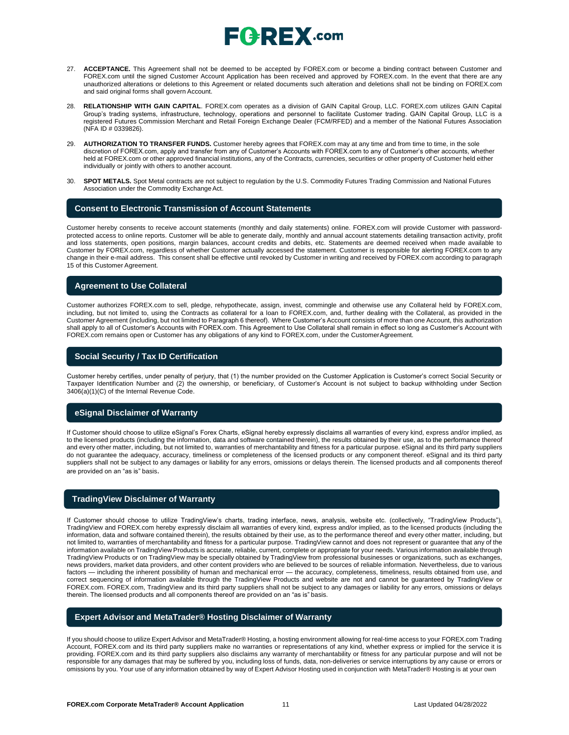27. **ACCEPTANCE.** This Agreement shall not be deemed to be accepted by FOREX.com or become a binding contract between Customer and FOREX.com until the signed Customer Account Application has been received and approved by FOREX.com. In the event that there are any unauthorized alterations or deletions to this Agreement or related documents such alteration and deletions shall not be binding on FOREX.com and said original forms shall govern Account.

28. **RELATIONSHIP WITH GAIN CAPITAL**. FOREX.com operates as a division of GAIN Capital Group, LLC. FOREX.com utilizes GAIN Capital Group's trading systems, infrastructure, technology, operations and personnel to facilitate Customer trading. GAIN Capital Group, LLC is a registered Futures Commission Merchant and Retail Foreign Exchange Dealer (FCM/RFED) and a member of the National Futures Association (NFA ID # 0339826).

29. **AUTHORIZATION TO TRANSFER FUNDS.** Customer hereby agrees that FOREX.com may at any time and from time to time, in the sole discretion of FOREX.com, apply and transfer from any of Customer's Accounts with FOREX.com to any of Customer's other accounts, whether held at FOREX.com or other approved financial institutions, any of the Contracts, currencies, securities or other property of Customer held either individually or jointly with others to another account.

30. **SPOT METALS.** Spot Metal contracts are not subject to regulation by the U.S. Commodity Futures Trading Commission and National Futures Association under the Commodity Exchange Act.

## Consent to Electronic Transmission of Account Statements

Customer hereby consents to receive account statements (monthly and daily statements) online. FOREX.com will provide Customer with password-protected access to online reports. Customer will be able to generate daily, monthly and annual account statements detailing transaction activity, profit and loss statements, open positions, margin balances, account credits and debits, etc. Statements are deemed received when made available to Customer by FOREX.com, regardless of whether Customer actually accessed the statement. Customer is responsible for alerting FOREX.com to any change in their e-mail address. This consent shall be effective until revoked by Customer in writing and received by FOREX.com according to paragraph 15 of this Customer Agreement.

## Agreement to Use Collateral

Customer authorizes FOREX.com to sell, pledge, rehypothecate, assign, invest, commingle and otherwise use any Collateral held by FOREX.com, including, but not limited to, using the Contracts as collateral for a loan to FOREX.com, and, further dealing with the Collateral, as provided in the Customer Agreement (including, but not limited to Paragraph 6 thereof). Where Customer's Account consists of more than one Account, this authorization shall apply to all of Customer's Accounts with FOREX.com. This Agreement to Use Collateral shall remain in effect so long as Customer's Account with FOREX.com remains open or Customer has any obligations of any kind to FOREX.com, under the Customer Agreement.

## Social Security / Tax ID Certification

Customer hereby certifies, under penalty of perjury, that (1) the number provided on the Customer Application is Customer's correct Social Security or Taxpayer Identification Number and (2) the ownership, or beneficiary, of Customer's Account is not subject to backup withholding under Section 3406(a)(1)(C) of the Internal Revenue Code.

## eSignal Disclaimer of Warranty

If Customer should choose to utilize eSignal's Forex Charts, eSignal hereby expressly disclaims all warranties of every kind, express and/or implied, as to the licensed products (including the information, data and software contained therein), the results obtained by their use, as to the performance thereof and every other matter, including, but not limited to, warranties of merchantability and fitness for a particular purpose. eSignal and its third party suppliers do not guarantee the adequacy, accuracy, timeliness or completeness of the licensed products or any component thereof. eSignal and its third party suppliers shall not be subject to any damages or liability for any errors, omissions or delays therein. The licensed products and all components thereof are provided on an "as is" basis.

## TradingView Disclaimer of Warranty

If Customer should choose to utilize TradingView's charts, trading interface, news, analysis, website etc. (collectively, "TradingView Products"), TradingView and FOREX.com hereby expressly disclaim all warranties of every kind, express and/or implied, as to the licensed products (including the information, data and software contained therein), the results obtained by their use, as to the performance thereof and every other matter, including, but not limited to, warranties of merchantability and fitness for a particular purpose. TradingView cannot and does not represent or guarantee that any of the information available on TradingView Products is accurate, reliable, current, complete or appropriate for your needs. Various information available through TradingView Products or on TradingView may be specially obtained by TradingView from professional businesses or organizations, such as exchanges, news providers, market data providers, and other content providers who are believed to be sources of reliable information. Nevertheless, due to various factors — including the inherent possibility of human and mechanical error — the accuracy, completeness, timeliness, results obtained from use, and correct sequencing of information available through the TradingView Products and website are not and cannot be guaranteed by TradingView or FOREX.com. FOREX.com, TradingView and its third party suppliers shall not be subject to any damages or liability for any errors, omissions or delays therein. The licensed products and all components thereof are provided on an "as is" basis.

## Expert Advisor and MetaTrader® Hosting Disclaimer of Warranty

If you should choose to utilize Expert Advisor and MetaTrader® Hosting, a hosting environment allowing for real-time access to your FOREX.com Trading Account, FOREX.com and its third party suppliers make no warranties or representations of any kind, whether express or implied for the service it is providing. FOREX.com and its third party suppliers also disclaims any warranty of merchantability or fitness for any particular purpose and will not be responsible for any damages that may be suffered by you, including loss of funds, data, non-deliveries or service interruptions by any cause or errors or omissions by you. Your use of any information obtained by way of Expert Advisor Hosting used in conjunction with MetaTrader® Hosting is at your own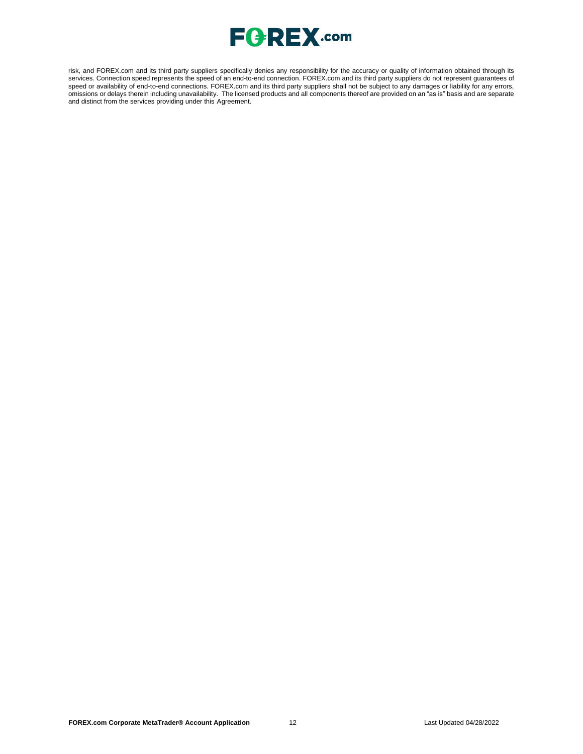risk, and FOREX.com and its third party suppliers specifically denies any responsibility for the accuracy or quality of information obtained through its services. Connection speed represents the speed of an end-to-end connection. FOREX.com and its third party suppliers do not represent guarantees of speed or availability of end-to-end connections. FOREX.com and its third party suppliers shall not be subject to any damages or liability for any errors, omissions or delays therein including unavailability. The licensed products and all components thereof are provided on an "as is" basis and are separate and distinct from the services providing under this Agreement.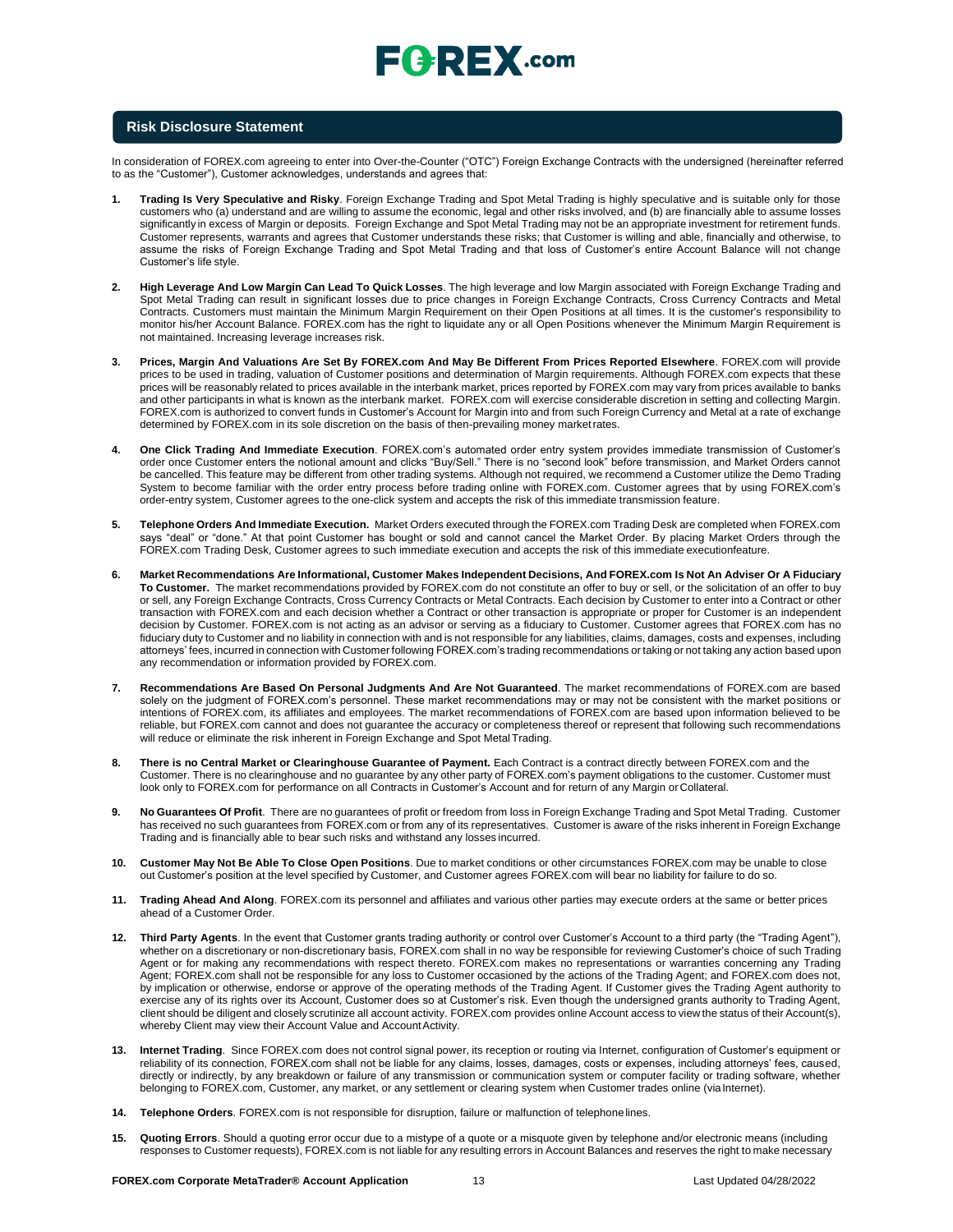## Risk Disclosure Statement

In consideration of FOREX.com agreeing to enter into Over-the-Counter ("OTC") Foreign Exchange Contracts with the undersigned (hereinafter referred to as the "Customer"), Customer acknowledges, understands and agrees that:

1. **Trading Is Very Speculative and Risky**. Foreign Exchange Trading and Spot Metal Trading is highly speculative and is suitable only for those customers who (a) understand and are willing to assume the economic, legal and other risks involved, and (b) are financially able to assume losses significantly in excess of Margin or deposits. Foreign Exchange and Spot Metal Trading may not be an appropriate investment for retirement funds. Customer represents, warrants and agrees that Customer understands these risks; that Customer is willing and able, financially and otherwise, to assume the risks of Foreign Exchange Trading and Spot Metal Trading and that loss of Customer's entire Account Balance will not change Customer's life style.

2. **High Leverage And Low Margin Can Lead To Quick Losses**. The high leverage and low Margin associated with Foreign Exchange Trading and Spot Metal Trading can result in significant losses due to price changes in Foreign Exchange Contracts, Cross Currency Contracts and Metal Contracts. Customers must maintain the Minimum Margin Requirement on their Open Positions at all times. It is the customer's responsibility to monitor his/her Account Balance. FOREX.com has the right to liquidate any or all Open Positions whenever the Minimum Margin Requirement is not maintained. Increasing leverage increases risk.

3. **Prices, Margin And Valuations Are Set By FOREX.com And May Be Different From Prices Reported Elsewhere**. FOREX.com will provide prices to be used in trading, valuation of Customer positions and determination of Margin requirements. Although FOREX.com expects that these prices will be reasonably related to prices available in the interbank market, prices reported by FOREX.com may vary from prices available to banks and other participants in what is known as the interbank market. FOREX.com will exercise considerable discretion in setting and collecting Margin. FOREX.com is authorized to convert funds in Customer's Account for Margin into and from such Foreign Currency and Metal at a rate of exchange determined by FOREX.com in its sole discretion on the basis of then-prevailing money market rates.

4. **One Click Trading And Immediate Execution**. FOREX.com's automated order entry system provides immediate transmission of Customer's order once Customer enters the notional amount and clicks "Buy/Sell." There is no "second look" before transmission, and Market Orders cannot be cancelled. This feature may be different from other trading systems. Although not required, we recommend a Customer utilize the Demo Trading System to become familiar with the order entry process before trading online with FOREX.com. Customer agrees that by using FOREX.com's order-entry system, Customer agrees to the one-click system and accepts the risk of this immediate transmission feature.

5. **Telephone Orders And Immediate Execution.** Market Orders executed through the FOREX.com Trading Desk are completed when FOREX.com says "deal" or "done." At that point Customer has bought or sold and cannot cancel the Market Order. By placing Market Orders through the FOREX.com Trading Desk, Customer agrees to such immediate execution and accepts the risk of this immediate executionfeature.

6. **Market Recommendations Are Informational, Customer Makes Independent Decisions, And FOREX.com Is Not An Adviser Or A Fiduciary To Customer.** The market recommendations provided by FOREX.com do not constitute an offer to buy or sell, or the solicitation of an offer to buy or sell, any Foreign Exchange Contracts, Cross Currency Contracts or Metal Contracts. Each decision by Customer to enter into a Contract or other transaction with FOREX.com and each decision whether a Contract or other transaction is appropriate or proper for Customer is an independent decision by Customer. FOREX.com is not acting as an advisor or serving as a fiduciary to Customer. Customer agrees that FOREX.com has no fiduciary duty to Customer and no liability in connection with and is not responsible for any liabilities, claims, damages, costs and expenses, including attorneys' fees, incurred in connection with Customer following FOREX.com's trading recommendations or taking or not taking any action based upon any recommendation or information provided by FOREX.com.

7. **Recommendations Are Based On Personal Judgments And Are Not Guaranteed**. The market recommendations of FOREX.com are based solely on the judgment of FOREX.com's personnel. These market recommendations may or may not be consistent with the market positions or intentions of FOREX.com, its affiliates and employees. The market recommendations of FOREX.com are based upon information believed to be reliable, but FOREX.com cannot and does not guarantee the accuracy or completeness thereof or represent that following such recommendations will reduce or eliminate the risk inherent in Foreign Exchange and Spot Metal Trading.

8. **There is no Central Market or Clearinghouse Guarantee of Payment.** Each Contract is a contract directly between FOREX.com and the Customer. There is no clearinghouse and no guarantee by any other party of FOREX.com's payment obligations to the customer. Customer must look only to FOREX.com for performance on all Contracts in Customer's Account and for return of any Margin or Collateral.

9. **No Guarantees Of Profit**. There are no guarantees of profit or freedom from loss in Foreign Exchange Trading and Spot Metal Trading. Customer has received no such guarantees from FOREX.com or from any of its representatives. Customer is aware of the risks inherent in Foreign Exchange Trading and is financially able to bear such risks and withstand any losses incurred.

10. **Customer May Not Be Able To Close Open Positions**. Due to market conditions or other circumstances FOREX.com may be unable to close out Customer's position at the level specified by Customer, and Customer agrees FOREX.com will bear no liability for failure to do so.

11. **Trading Ahead And Along**. FOREX.com its personnel and affiliates and various other parties may execute orders at the same or better prices ahead of a Customer Order.

12. **Third Party Agents**. In the event that Customer grants trading authority or control over Customer's Account to a third party (the "Trading Agent"), whether on a discretionary or non-discretionary basis, FOREX.com shall in no way be responsible for reviewing Customer's choice of such Trading Agent or for making any recommendations with respect thereto. FOREX.com makes no representations or warranties concerning any Trading Agent; FOREX.com shall not be responsible for any loss to Customer occasioned by the actions of the Trading Agent; and FOREX.com does not, by implication or otherwise, endorse or approve of the operating methods of the Trading Agent. If Customer gives the Trading Agent authority to exercise any of its rights over its Account, Customer does so at Customer's risk. Even though the undersigned grants authority to Trading Agent, client should be diligent and closely scrutinize all account activity. FOREX.com provides online Account access to view the status of their Account(s), whereby Client may view their Account Value and Account Activity.

13. **Internet Trading**. Since FOREX.com does not control signal power, its reception or routing via Internet, configuration of Customer's equipment or reliability of its connection, FOREX.com shall not be liable for any claims, losses, damages, costs or expenses, including attorneys' fees, caused, directly or indirectly, by any breakdown or failure of any transmission or communication system or computer facility or trading software, whether belonging to FOREX.com, Customer, any market, or any settlement or clearing system when Customer trades online (via Internet).

14. **Telephone Orders**. FOREX.com is not responsible for disruption, failure or malfunction of telephone lines.

15. **Quoting Errors**. Should a quoting error occur due to a mistype of a quote or a misquote given by telephone and/or electronic means (including responses to Customer requests), FOREX.com is not liable for any resulting errors in Account Balances and reserves the right to make necessary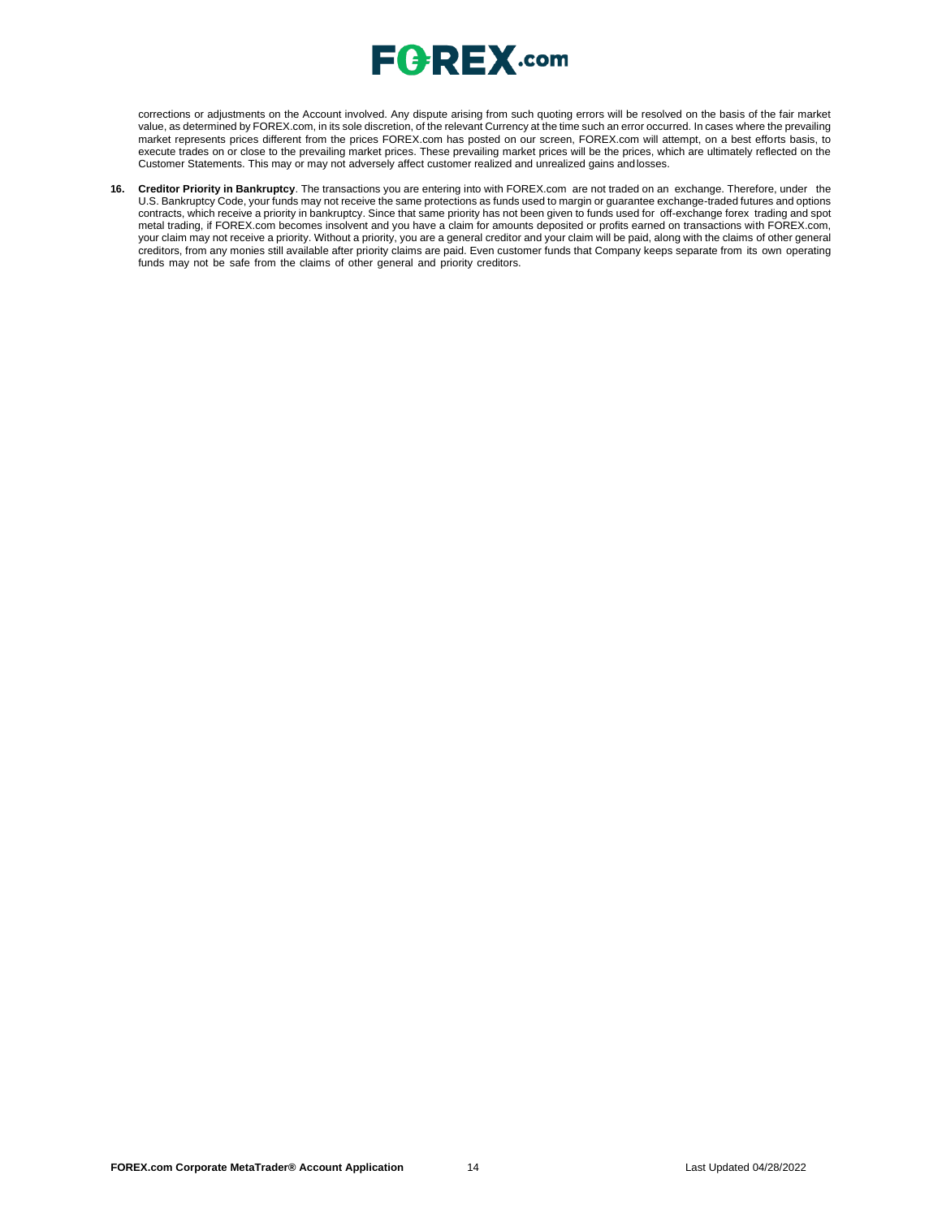corrections or adjustments on the Account involved. Any dispute arising from such quoting errors will be resolved on the basis of the fair market value, as determined by FOREX.com, in its sole discretion, of the relevant Currency at the time such an error occurred. In cases where the prevailing market represents prices different from the prices FOREX.com has posted on our screen, FOREX.com will attempt, on a best efforts basis, to execute trades on or close to the prevailing market prices. These prevailing market prices will be the prices, which are ultimately reflected on the Customer Statements. This may or may not adversely affect customer realized and unrealized gains and losses.

16. **Creditor Priority in Bankruptcy**. The transactions you are entering into with FOREX.com are not traded on an exchange. Therefore, under the U.S. Bankruptcy Code, your funds may not receive the same protections as funds used to margin or guarantee exchange-traded futures and options contracts, which receive a priority in bankruptcy. Since that same priority has not been given to funds used for off-exchange forex trading and spot metal trading, if FOREX.com becomes insolvent and you have a claim for amounts deposited or profits earned on transactions with FOREX.com, your claim may not receive a priority. Without a priority, you are a general creditor and your claim will be paid, along with the claims of other general creditors, from any monies still available after priority claims are paid. Even customer funds that Company keeps separate from its own operating funds may not be safe from the claims of other general and priority creditors.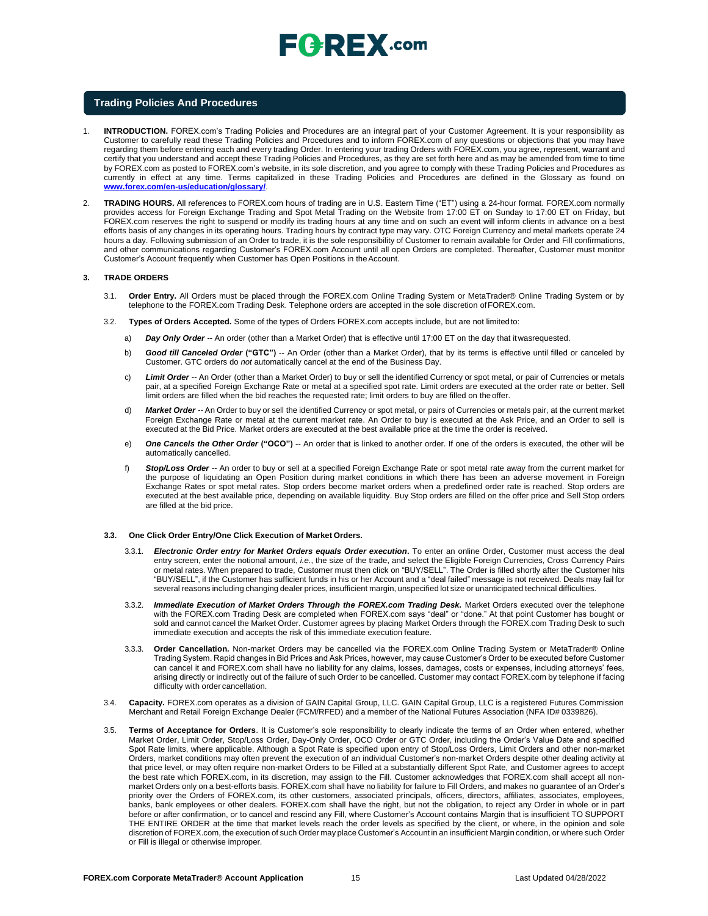## Trading Policies And Procedures

1. **INTRODUCTION.** FOREX.com's Trading Policies and Procedures are an integral part of your Customer Agreement. It is your responsibility as Customer to carefully read these Trading Policies and Procedures and to inform FOREX.com of any questions or objections that you may have regarding them before entering each and every trading Order. In entering your trading Orders with FOREX.com, you agree, represent, warrant and certify that you understand and accept these Trading Policies and Procedures, as they are set forth here and as may be amended from time to time by FOREX.com as posted to FOREX.com's website, in its sole discretion, and you agree to comply with these Trading Policies and Procedures as currently in effect at any time. Terms capitalized in these Trading Policies and Procedures are defined in the Glossary as found on **www.forex.com/en-us/education/glossary/**.

2. **TRADING HOURS.** All references to FOREX.com hours of trading are in U.S. Eastern Time ("ET") using a 24-hour format. FOREX.com normally provides access for Foreign Exchange Trading and Spot Metal Trading on the Website from 17:00 ET on Sunday to 17:00 ET on Friday, but FOREX.com reserves the right to suspend or modify its trading hours at any time and on such an event will inform clients in advance on a best efforts basis of any changes in its operating hours. Trading hours by contract type may vary. OTC Foreign Currency and metal markets operate 24 hours a day. Following submission of an Order to trade, it is the sole responsibility of Customer to remain available for Order and Fill confirmations, and other communications regarding Customer's FOREX.com Account until all open Orders are completed. Thereafter, Customer must monitor Customer's Account frequently when Customer has Open Positions in the Account.

3. **TRADE ORDERS**

   3.1. **Order Entry.** All Orders must be placed through the FOREX.com Online Trading System or MetaTrader® Online Trading System or by telephone to the FOREX.com Trading Desk. Telephone orders are accepted in the sole discretion of FOREX.com.

   3.2. **Types of Orders Accepted.** Some of the types of Orders FOREX.com accepts include, but are not limited to:

   a) ***Day Only Order*** -- An order (other than a Market Order) that is effective until 17:00 ET on the day that it was requested.

   b) ***Good till Canceled Order*** **("GTC")** -- An Order (other than a Market Order), that by its terms is effective until filled or canceled by Customer. GTC orders do *not* automatically cancel at the end of the Business Day.

   c) ***Limit Order*** -- An Order (other than a Market Order) to buy or sell the identified Currency or spot metal, or pair of Currencies or metals pair, at a specified Foreign Exchange Rate or metal at a specified spot rate. Limit orders are executed at the order rate or better. Sell limit orders are filled when the bid reaches the requested rate; limit orders to buy are filled on the offer.

   d) ***Market Order*** -- An Order to buy or sell the identified Currency or spot metal, or pairs of Currencies or metals pair, at the current market Foreign Exchange Rate or metal at the current market rate. An Order to buy is executed at the Ask Price, and an Order to sell is executed at the Bid Price. Market orders are executed at the best available price at the time the order is received.

   e) ***One Cancels the Other Order*** **("OCO")** -- An order that is linked to another order. If one of the orders is executed, the other will be automatically cancelled.

   f) ***Stop/Loss Order*** -- An order to buy or sell at a specified Foreign Exchange Rate or spot metal rate away from the current market for the purpose of liquidating an Open Position during market conditions in which there has been an adverse movement in Foreign Exchange Rates or spot metal rates. Stop orders become market orders when a predefined order rate is reached. Stop orders are executed at the best available price, depending on available liquidity. Buy Stop orders are filled on the offer price and Sell Stop orders are filled at the bid price.

   **3.3. One Click Order Entry/One Click Execution of Market Orders.**

   3.3.1. ***Electronic Order entry for Market Orders equals Order execution*.** To enter an online Order, Customer must access the deal entry screen, enter the notional amount, *i.e.*, the size of the trade, and select the Eligible Foreign Currencies, Cross Currency Pairs or metal rates. When prepared to trade, Customer must then click on "BUY/SELL". The Order is filled shortly after the Customer hits "BUY/SELL", if the Customer has sufficient funds in his or her Account and a "deal failed" message is not received. Deals may fail for several reasons including changing dealer prices, insufficient margin, unspecified lot size or unanticipated technical difficulties.

   3.3.2. ***Immediate Execution of Market Orders Through the FOREX.com Trading Desk.*** Market Orders executed over the telephone with the FOREX.com Trading Desk are completed when FOREX.com says "deal" or "done." At that point Customer has bought or sold and cannot cancel the Market Order. Customer agrees by placing Market Orders through the FOREX.com Trading Desk to such immediate execution and accepts the risk of this immediate execution feature.

   3.3.3. **Order Cancellation.** Non-market Orders may be cancelled via the FOREX.com Online Trading System or MetaTrader® Online Trading System. Rapid changes in Bid Prices and Ask Prices, however, may cause Customer's Order to be executed before Customer can cancel it and FOREX.com shall have no liability for any claims, losses, damages, costs or expenses, including attorneys' fees, arising directly or indirectly out of the failure of such Order to be cancelled. Customer may contact FOREX.com by telephone if facing difficulty with order cancellation.

   3.4. **Capacity.** FOREX.com operates as a division of GAIN Capital Group, LLC. GAIN Capital Group, LLC is a registered Futures Commission Merchant and Retail Foreign Exchange Dealer (FCM/RFED) and a member of the National Futures Association (NFA ID# 0339826).

   3.5. **Terms of Acceptance for Orders**. It is Customer's sole responsibility to clearly indicate the terms of an Order when entered, whether Market Order, Limit Order, Stop/Loss Order, Day-Only Order, OCO Order or GTC Order, including the Order's Value Date and specified Spot Rate limits, where applicable. Although a Spot Rate is specified upon entry of Stop/Loss Orders, Limit Orders and other non-market Orders, market conditions may often prevent the execution of an individual Customer's non-market Orders despite other dealing activity at that price level, or may often require non-market Orders to be Filled at a substantially different Spot Rate, and Customer agrees to accept the best rate which FOREX.com, in its discretion, may assign to the Fill. Customer acknowledges that FOREX.com shall accept all non-market Orders only on a best-efforts basis. FOREX.com shall have no liability for failure to Fill Orders, and makes no guarantee of an Order's priority over the Orders of FOREX.com, its other customers, associated principals, officers, directors, affiliates, associates, employees, banks, bank employees or other dealers. FOREX.com shall have the right, but not the obligation, to reject any Order in whole or in part before or after confirmation, or to cancel and rescind any Fill, where Customer's Account contains Margin that is insufficient TO SUPPORT THE ENTIRE ORDER at the time that market levels reach the order levels as specified by the client, or where, in the opinion and sole discretion of FOREX.com, the execution of such Order may place Customer's Account in an insufficient Margin condition, or where such Order or Fill is illegal or otherwise improper.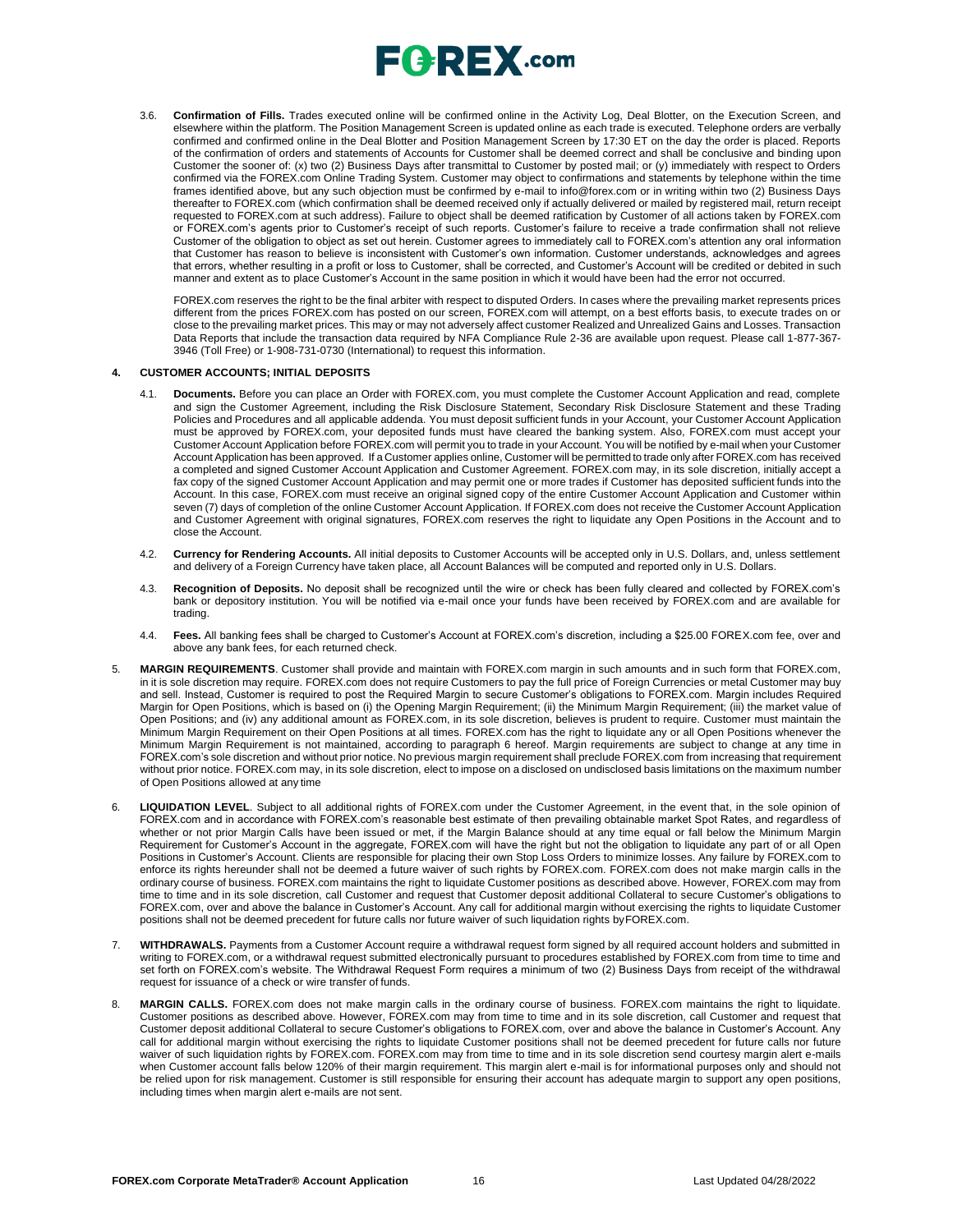3.6. **Confirmation of Fills.** Trades executed online will be confirmed online in the Activity Log, Deal Blotter, on the Execution Screen, and elsewhere within the platform. The Position Management Screen is updated online as each trade is executed. Telephone orders are verbally confirmed and confirmed online in the Deal Blotter and Position Management Screen by 17:30 ET on the day the order is placed. Reports of the confirmation of orders and statements of Accounts for Customer shall be deemed correct and shall be conclusive and binding upon Customer the sooner of: (x) two (2) Business Days after transmittal to Customer by posted mail; or (y) immediately with respect to Orders confirmed via the FOREX.com Online Trading System. Customer may object to confirmations and statements by telephone within the time frames identified above, but any such objection must be confirmed by e-mail to info@forex.com or in writing within two (2) Business Days thereafter to FOREX.com (which confirmation shall be deemed received only if actually delivered or mailed by registered mail, return receipt requested to FOREX.com at such address). Failure to object shall be deemed ratification by Customer of all actions taken by FOREX.com or FOREX.com's agents prior to Customer's receipt of such reports. Customer's failure to receive a trade confirmation shall not relieve Customer of the obligation to object as set out herein. Customer agrees to immediately call to FOREX.com's attention any oral information that Customer has reason to believe is inconsistent with Customer's own information. Customer understands, acknowledges and agrees that errors, whether resulting in a profit or loss to Customer, shall be corrected, and Customer's Account will be credited or debited in such manner and extent as to place Customer's Account in the same position in which it would have been had the error not occurred.

FOREX.com reserves the right to be the final arbiter with respect to disputed Orders. In cases where the prevailing market represents prices different from the prices FOREX.com has posted on our screen, FOREX.com will attempt, on a best efforts basis, to execute trades on or close to the prevailing market prices. This may or may not adversely affect customer Realized and Unrealized Gains and Losses. Transaction Data Reports that include the transaction data required by NFA Compliance Rule 2-36 are available upon request. Please call 1-877-367-3946 (Toll Free) or 1-908-731-0730 (International) to request this information.

**4. CUSTOMER ACCOUNTS; INITIAL DEPOSITS**

4.1. **Documents.** Before you can place an Order with FOREX.com, you must complete the Customer Account Application and read, complete and sign the Customer Agreement, including the Risk Disclosure Statement, Secondary Risk Disclosure Statement and these Trading Policies and Procedures and all applicable addenda. You must deposit sufficient funds in your Account, your Customer Account Application must be approved by FOREX.com, your deposited funds must have cleared the banking system. Also, FOREX.com must accept your Customer Account Application before FOREX.com will permit you to trade in your Account. You will be notified by e-mail when your Customer Account Application has been approved. If a Customer applies online, Customer will be permitted to trade only after FOREX.com has received a completed and signed Customer Account Application and Customer Agreement. FOREX.com may, in its sole discretion, initially accept a fax copy of the signed Customer Account Application and may permit one or more trades if Customer has deposited sufficient funds into the Account. In this case, FOREX.com must receive an original signed copy of the entire Customer Account Application and Customer within seven (7) days of completion of the online Customer Account Application. If FOREX.com does not receive the Customer Account Application and Customer Agreement with original signatures, FOREX.com reserves the right to liquidate any Open Positions in the Account and to close the Account.

4.2. **Currency for Rendering Accounts.** All initial deposits to Customer Accounts will be accepted only in U.S. Dollars, and, unless settlement and delivery of a Foreign Currency have taken place, all Account Balances will be computed and reported only in U.S. Dollars.

4.3. **Recognition of Deposits.** No deposit shall be recognized until the wire or check has been fully cleared and collected by FOREX.com's bank or depository institution. You will be notified via e-mail once your funds have been received by FOREX.com and are available for trading.

4.4. **Fees.** All banking fees shall be charged to Customer's Account at FOREX.com's discretion, including a $25.00 FOREX.com fee, over and above any bank fees, for each returned check.

5. **MARGIN REQUIREMENTS**. Customer shall provide and maintain with FOREX.com margin in such amounts and in such form that FOREX.com, in it is sole discretion may require. FOREX.com does not require Customers to pay the full price of Foreign Currencies or metal Customer may buy and sell. Instead, Customer is required to post the Required Margin to secure Customer's obligations to FOREX.com. Margin includes Required Margin for Open Positions, which is based on (i) the Opening Margin Requirement; (ii) the Minimum Margin Requirement; (iii) the market value of Open Positions; and (iv) any additional amount as FOREX.com, in its sole discretion, believes is prudent to require. Customer must maintain the Minimum Margin Requirement on their Open Positions at all times. FOREX.com has the right to liquidate any or all Open Positions whenever the Minimum Margin Requirement is not maintained, according to paragraph 6 hereof. Margin requirements are subject to change at any time in FOREX.com's sole discretion and without prior notice. No previous margin requirement shall preclude FOREX.com from increasing that requirement without prior notice. FOREX.com may, in its sole discretion, elect to impose on a disclosed on undisclosed basis limitations on the maximum number of Open Positions allowed at any time

6. **LIQUIDATION LEVEL**. Subject to all additional rights of FOREX.com under the Customer Agreement, in the event that, in the sole opinion of FOREX.com and in accordance with FOREX.com's reasonable best estimate of then prevailing obtainable market Spot Rates, and regardless of whether or not prior Margin Calls have been issued or met, if the Margin Balance should at any time equal or fall below the Minimum Margin Requirement for Customer's Account in the aggregate, FOREX.com will have the right but not the obligation to liquidate any part of or all Open Positions in Customer's Account. Clients are responsible for placing their own Stop Loss Orders to minimize losses. Any failure by FOREX.com to enforce its rights hereunder shall not be deemed a future waiver of such rights by FOREX.com. FOREX.com does not make margin calls in the ordinary course of business. FOREX.com maintains the right to liquidate Customer positions as described above. However, FOREX.com may from time to time and in its sole discretion, call Customer and request that Customer deposit additional Collateral to secure Customer's obligations to FOREX.com, over and above the balance in Customer's Account. Any call for additional margin without exercising the rights to liquidate Customer positions shall not be deemed precedent for future calls nor future waiver of such liquidation rights byFOREX.com.

7. **WITHDRAWALS.** Payments from a Customer Account require a withdrawal request form signed by all required account holders and submitted in writing to FOREX.com, or a withdrawal request submitted electronically pursuant to procedures established by FOREX.com from time to time and set forth on FOREX.com's website. The Withdrawal Request Form requires a minimum of two (2) Business Days from receipt of the withdrawal request for issuance of a check or wire transfer of funds.

8. **MARGIN CALLS.** FOREX.com does not make margin calls in the ordinary course of business. FOREX.com maintains the right to liquidate. Customer positions as described above. However, FOREX.com may from time to time and in its sole discretion, call Customer and request that Customer deposit additional Collateral to secure Customer's obligations to FOREX.com, over and above the balance in Customer's Account. Any call for additional margin without exercising the rights to liquidate Customer positions shall not be deemed precedent for future calls nor future waiver of such liquidation rights by FOREX.com. FOREX.com may from time to time and in its sole discretion send courtesy margin alert e-mails when Customer account falls below 120% of their margin requirement. This margin alert e-mail is for informational purposes only and should not be relied upon for risk management. Customer is still responsible for ensuring their account has adequate margin to support any open positions, including times when margin alert e-mails are not sent.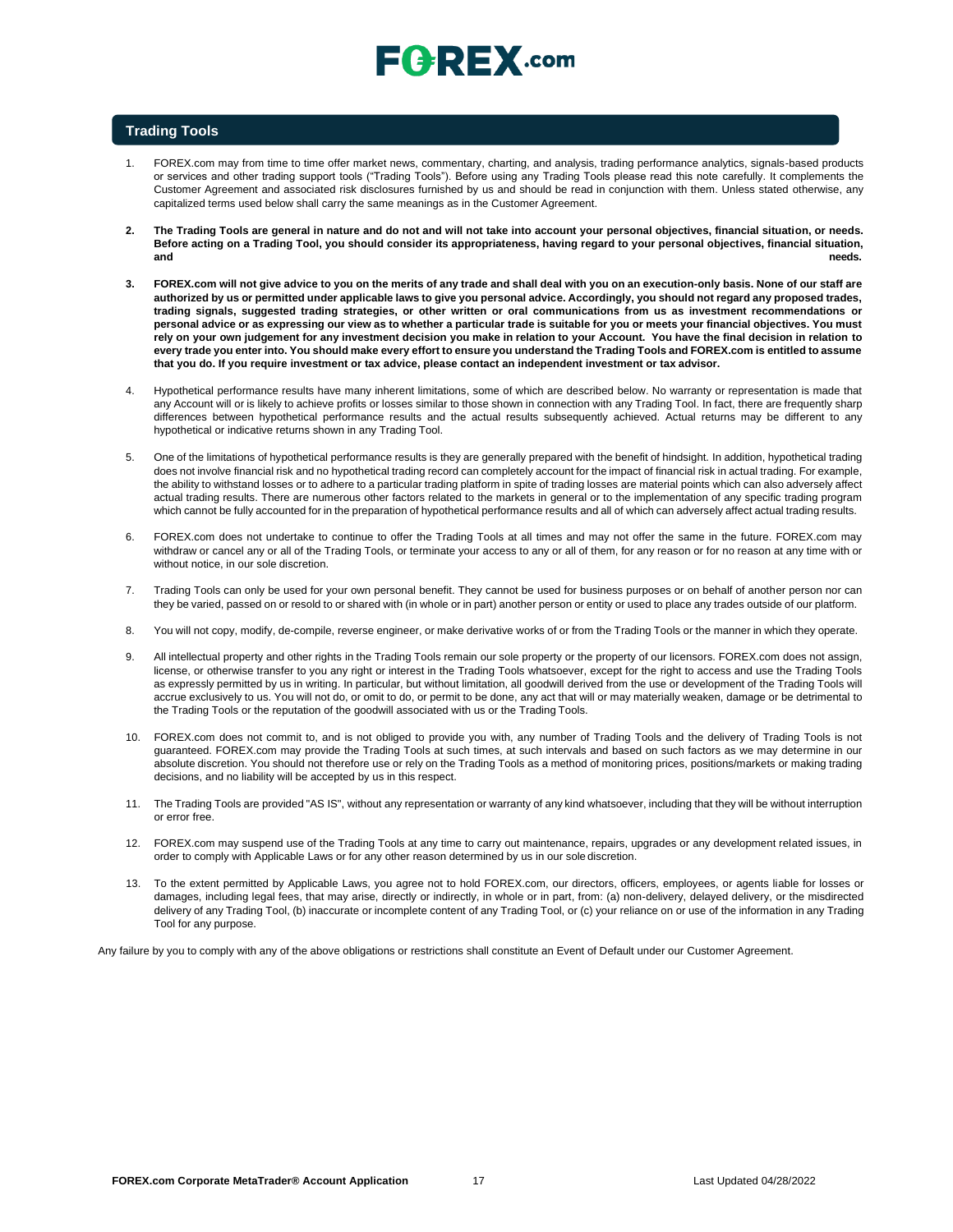## Trading Tools

1. FOREX.com may from time to time offer market news, commentary, charting, and analysis, trading performance analytics, signals-based products or services and other trading support tools ("Trading Tools"). Before using any Trading Tools please read this note carefully. It complements the Customer Agreement and associated risk disclosures furnished by us and should be read in conjunction with them. Unless stated otherwise, any capitalized terms used below shall carry the same meanings as in the Customer Agreement.

2. **The Trading Tools are general in nature and do not and will not take into account your personal objectives, financial situation, or needs. Before acting on a Trading Tool, you should consider its appropriateness, having regard to your personal objectives, financial situation, and needs.**

3. **FOREX.com will not give advice to you on the merits of any trade and shall deal with you on an execution-only basis. None of our staff are authorized by us or permitted under applicable laws to give you personal advice. Accordingly, you should not regard any proposed trades, trading signals, suggested trading strategies, or other written or oral communications from us as investment recommendations or personal advice or as expressing our view as to whether a particular trade is suitable for you or meets your financial objectives. You must rely on your own judgement for any investment decision you make in relation to your Account. You have the final decision in relation to every trade you enter into. You should make every effort to ensure you understand the Trading Tools and FOREX.com is entitled to assume that you do. If you require investment or tax advice, please contact an independent investment or tax advisor.**

4. Hypothetical performance results have many inherent limitations, some of which are described below. No warranty or representation is made that any Account will or is likely to achieve profits or losses similar to those shown in connection with any Trading Tool. In fact, there are frequently sharp differences between hypothetical performance results and the actual results subsequently achieved. Actual returns may be different to any hypothetical or indicative returns shown in any Trading Tool.

5. One of the limitations of hypothetical performance results is they are generally prepared with the benefit of hindsight. In addition, hypothetical trading does not involve financial risk and no hypothetical trading record can completely account for the impact of financial risk in actual trading. For example, the ability to withstand losses or to adhere to a particular trading platform in spite of trading losses are material points which can also adversely affect actual trading results. There are numerous other factors related to the markets in general or to the implementation of any specific trading program which cannot be fully accounted for in the preparation of hypothetical performance results and all of which can adversely affect actual trading results.

6. FOREX.com does not undertake to continue to offer the Trading Tools at all times and may not offer the same in the future. FOREX.com may withdraw or cancel any or all of the Trading Tools, or terminate your access to any or all of them, for any reason or for no reason at any time with or without notice, in our sole discretion.

7. Trading Tools can only be used for your own personal benefit. They cannot be used for business purposes or on behalf of another person nor can they be varied, passed on or resold to or shared with (in whole or in part) another person or entity or used to place any trades outside of our platform.

8. You will not copy, modify, de-compile, reverse engineer, or make derivative works of or from the Trading Tools or the manner in which they operate.

9. All intellectual property and other rights in the Trading Tools remain our sole property or the property of our licensors. FOREX.com does not assign, license, or otherwise transfer to you any right or interest in the Trading Tools whatsoever, except for the right to access and use the Trading Tools as expressly permitted by us in writing. In particular, but without limitation, all goodwill derived from the use or development of the Trading Tools will accrue exclusively to us. You will not do, or omit to do, or permit to be done, any act that will or may materially weaken, damage or be detrimental to the Trading Tools or the reputation of the goodwill associated with us or the Trading Tools.

10. FOREX.com does not commit to, and is not obliged to provide you with, any number of Trading Tools and the delivery of Trading Tools is not guaranteed. FOREX.com may provide the Trading Tools at such times, at such intervals and based on such factors as we may determine in our absolute discretion. You should not therefore use or rely on the Trading Tools as a method of monitoring prices, positions/markets or making trading decisions, and no liability will be accepted by us in this respect.

11. The Trading Tools are provided "AS IS", without any representation or warranty of any kind whatsoever, including that they will be without interruption or error free.

12. FOREX.com may suspend use of the Trading Tools at any time to carry out maintenance, repairs, upgrades or any development related issues, in order to comply with Applicable Laws or for any other reason determined by us in our sole discretion.

13. To the extent permitted by Applicable Laws, you agree not to hold FOREX.com, our directors, officers, employees, or agents liable for losses or damages, including legal fees, that may arise, directly or indirectly, in whole or in part, from: (a) non-delivery, delayed delivery, or the misdirected delivery of any Trading Tool, (b) inaccurate or incomplete content of any Trading Tool, or (c) your reliance on or use of the information in any Trading Tool for any purpose.

Any failure by you to comply with any of the above obligations or restrictions shall constitute an Event of Default under our Customer Agreement.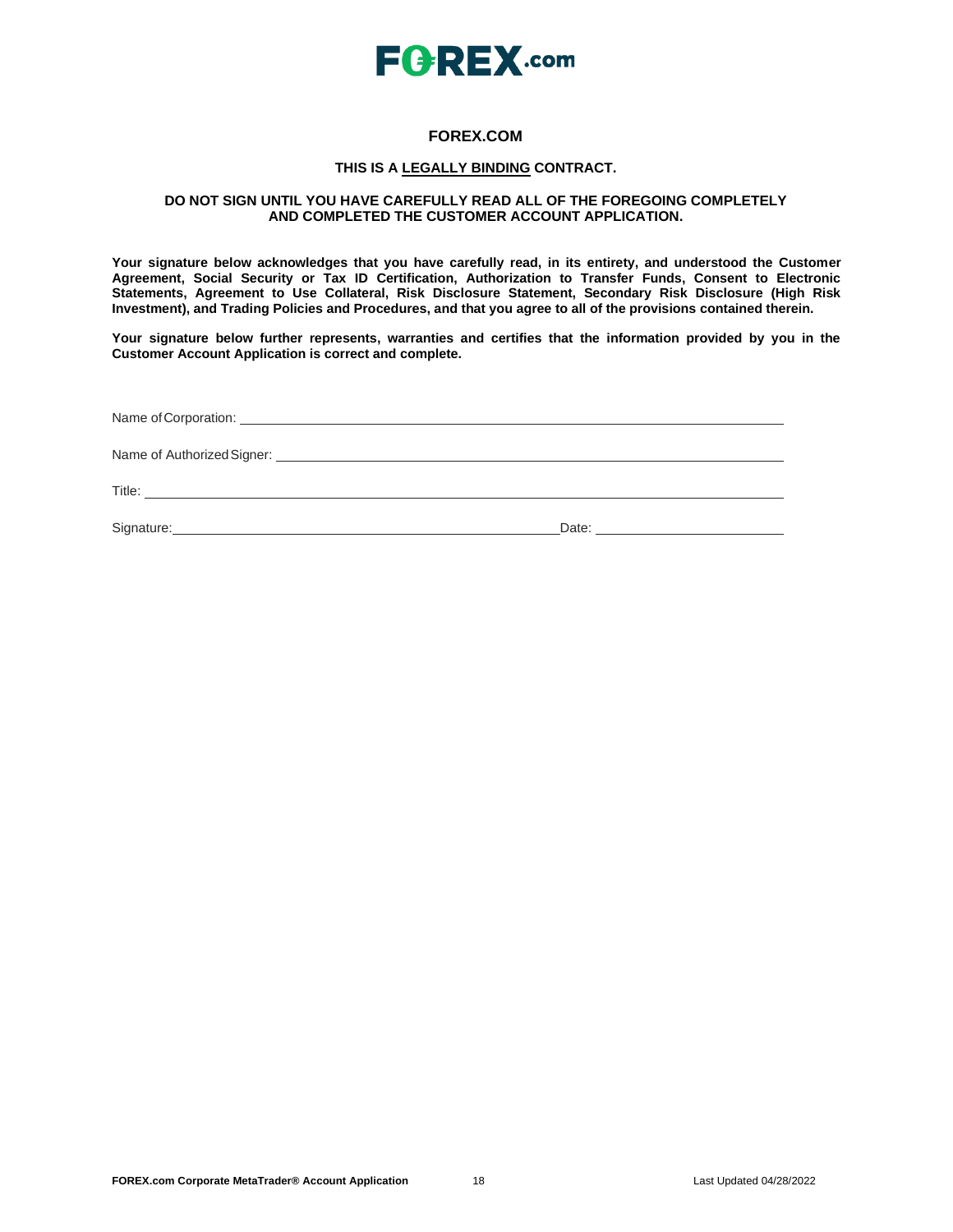# FOREX.COM

**THIS IS A LEGALLY BINDING CONTRACT.**

**DO NOT SIGN UNTIL YOU HAVE CAREFULLY READ ALL OF THE FOREGOING COMPLETELY AND COMPLETED THE CUSTOMER ACCOUNT APPLICATION.**

**Your signature below acknowledges that you have carefully read, in its entirety, and understood the Customer Agreement, Social Security or Tax ID Certification, Authorization to Transfer Funds, Consent to Electronic Statements, Agreement to Use Collateral, Risk Disclosure Statement, Secondary Risk Disclosure (High Risk Investment), and Trading Policies and Procedures, and that you agree to all of the provisions contained therein.**

**Your signature below further represents, warranties and certifies that the information provided by you in the Customer Account Application is correct and complete.**

Name of Corporation: ______________________________________________

Name of Authorized Signer: ______________________________________________

Title: ______________________________________________

Signature: ______________________________ Date: ____________________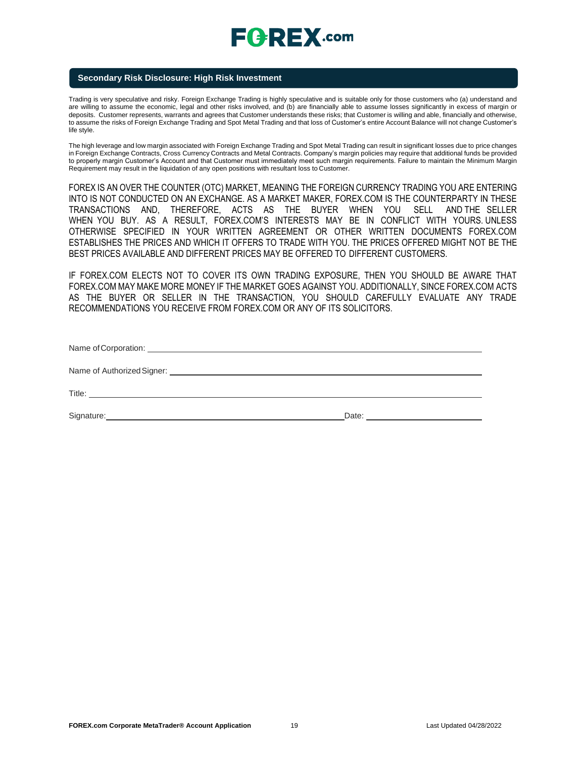## Secondary Risk Disclosure: High Risk Investment

Trading is very speculative and risky. Foreign Exchange Trading is highly speculative and is suitable only for those customers who (a) understand and are willing to assume the economic, legal and other risks involved, and (b) are financially able to assume losses significantly in excess of margin or deposits. Customer represents, warrants and agrees that Customer understands these risks; that Customer is willing and able, financially and otherwise, to assume the risks of Foreign Exchange Trading and Spot Metal Trading and that loss of Customer's entire Account Balance will not change Customer's life style.

The high leverage and low margin associated with Foreign Exchange Trading and Spot Metal Trading can result in significant losses due to price changes in Foreign Exchange Contracts, Cross Currency Contracts and Metal Contracts. Company's margin policies may require that additional funds be provided to properly margin Customer's Account and that Customer must immediately meet such margin requirements. Failure to maintain the Minimum Margin Requirement may result in the liquidation of any open positions with resultant loss to Customer.

FOREX IS AN OVER THE COUNTER (OTC) MARKET, MEANING THE FOREIGN CURRENCY TRADING YOU ARE ENTERING INTO IS NOT CONDUCTED ON AN EXCHANGE. AS A MARKET MAKER, FOREX.COM IS THE COUNTERPARTY IN THESE TRANSACTIONS AND, THEREFORE, ACTS AS THE BUYER WHEN YOU SELL AND THE SELLER WHEN YOU BUY. AS A RESULT, FOREX.COM'S INTERESTS MAY BE IN CONFLICT WITH YOURS. UNLESS OTHERWISE SPECIFIED IN YOUR WRITTEN AGREEMENT OR OTHER WRITTEN DOCUMENTS FOREX.COM ESTABLISHES THE PRICES AND WHICH IT OFFERS TO TRADE WITH YOU. THE PRICES OFFERED MIGHT NOT BE THE BEST PRICES AVAILABLE AND DIFFERENT PRICES MAY BE OFFERED TO DIFFERENT CUSTOMERS.

IF FOREX.COM ELECTS NOT TO COVER ITS OWN TRADING EXPOSURE, THEN YOU SHOULD BE AWARE THAT FOREX.COM MAY MAKE MORE MONEY IF THE MARKET GOES AGAINST YOU. ADDITIONALLY, SINCE FOREX.COM ACTS AS THE BUYER OR SELLER IN THE TRANSACTION, YOU SHOULD CAREFULLY EVALUATE ANY TRADE RECOMMENDATIONS YOU RECEIVE FROM FOREX.COM OR ANY OF ITS SOLICITORS.

Name of Corporation: \_\_\_\_\_\_\_\_\_\_\_\_\_\_\_\_\_\_\_\_\_\_\_\_\_\_\_\_\_\_\_\_\_\_\_\_\_\_\_\_

Name of Authorized Signer: \_\_\_\_\_\_\_\_\_\_\_\_\_\_\_\_\_\_\_\_\_\_\_\_\_\_\_\_\_\_\_\_\_\_\_\_\_\_\_\_

Title: \_\_\_\_\_\_\_\_\_\_\_\_\_\_\_\_\_\_\_\_\_\_\_\_\_\_\_\_\_\_\_\_\_\_\_\_\_\_\_\_

Signature: \_\_\_\_\_\_\_\_\_\_\_\_\_\_\_\_\_\_\_\_\_\_\_\_\_\_\_\_ Date: \_\_\_\_\_\_\_\_\_\_\_\_\_\_\_\_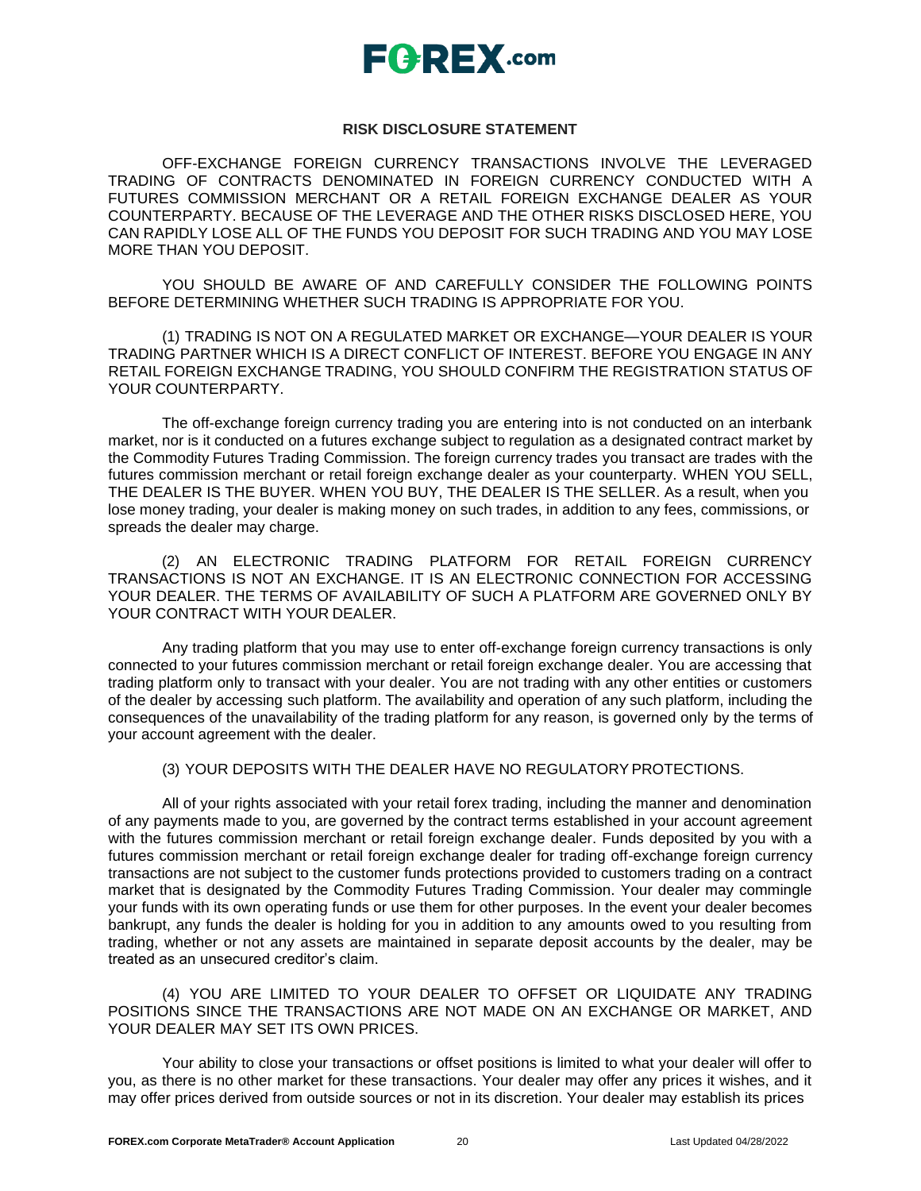## RISK DISCLOSURE STATEMENT

OFF-EXCHANGE FOREIGN CURRENCY TRANSACTIONS INVOLVE THE LEVERAGED TRADING OF CONTRACTS DENOMINATED IN FOREIGN CURRENCY CONDUCTED WITH A FUTURES COMMISSION MERCHANT OR A RETAIL FOREIGN EXCHANGE DEALER AS YOUR COUNTERPARTY. BECAUSE OF THE LEVERAGE AND THE OTHER RISKS DISCLOSED HERE, YOU CAN RAPIDLY LOSE ALL OF THE FUNDS YOU DEPOSIT FOR SUCH TRADING AND YOU MAY LOSE MORE THAN YOU DEPOSIT.

YOU SHOULD BE AWARE OF AND CAREFULLY CONSIDER THE FOLLOWING POINTS BEFORE DETERMINING WHETHER SUCH TRADING IS APPROPRIATE FOR YOU.

(1) TRADING IS NOT ON A REGULATED MARKET OR EXCHANGE—YOUR DEALER IS YOUR TRADING PARTNER WHICH IS A DIRECT CONFLICT OF INTEREST. BEFORE YOU ENGAGE IN ANY RETAIL FOREIGN EXCHANGE TRADING, YOU SHOULD CONFIRM THE REGISTRATION STATUS OF YOUR COUNTERPARTY.

The off-exchange foreign currency trading you are entering into is not conducted on an interbank market, nor is it conducted on a futures exchange subject to regulation as a designated contract market by the Commodity Futures Trading Commission. The foreign currency trades you transact are trades with the futures commission merchant or retail foreign exchange dealer as your counterparty. WHEN YOU SELL, THE DEALER IS THE BUYER. WHEN YOU BUY, THE DEALER IS THE SELLER. As a result, when you lose money trading, your dealer is making money on such trades, in addition to any fees, commissions, or spreads the dealer may charge.

(2) AN ELECTRONIC TRADING PLATFORM FOR RETAIL FOREIGN CURRENCY TRANSACTIONS IS NOT AN EXCHANGE. IT IS AN ELECTRONIC CONNECTION FOR ACCESSING YOUR DEALER. THE TERMS OF AVAILABILITY OF SUCH A PLATFORM ARE GOVERNED ONLY BY YOUR CONTRACT WITH YOUR DEALER.

Any trading platform that you may use to enter off-exchange foreign currency transactions is only connected to your futures commission merchant or retail foreign exchange dealer. You are accessing that trading platform only to transact with your dealer. You are not trading with any other entities or customers of the dealer by accessing such platform. The availability and operation of any such platform, including the consequences of the unavailability of the trading platform for any reason, is governed only by the terms of your account agreement with the dealer.

(3) YOUR DEPOSITS WITH THE DEALER HAVE NO REGULATORY PROTECTIONS.

All of your rights associated with your retail forex trading, including the manner and denomination of any payments made to you, are governed by the contract terms established in your account agreement with the futures commission merchant or retail foreign exchange dealer. Funds deposited by you with a futures commission merchant or retail foreign exchange dealer for trading off-exchange foreign currency transactions are not subject to the customer funds protections provided to customers trading on a contract market that is designated by the Commodity Futures Trading Commission. Your dealer may commingle your funds with its own operating funds or use them for other purposes. In the event your dealer becomes bankrupt, any funds the dealer is holding for you in addition to any amounts owed to you resulting from trading, whether or not any assets are maintained in separate deposit accounts by the dealer, may be treated as an unsecured creditor's claim.

(4) YOU ARE LIMITED TO YOUR DEALER TO OFFSET OR LIQUIDATE ANY TRADING POSITIONS SINCE THE TRANSACTIONS ARE NOT MADE ON AN EXCHANGE OR MARKET, AND YOUR DEALER MAY SET ITS OWN PRICES.

Your ability to close your transactions or offset positions is limited to what your dealer will offer to you, as there is no other market for these transactions. Your dealer may offer any prices it wishes, and it may offer prices derived from outside sources or not in its discretion. Your dealer may establish its prices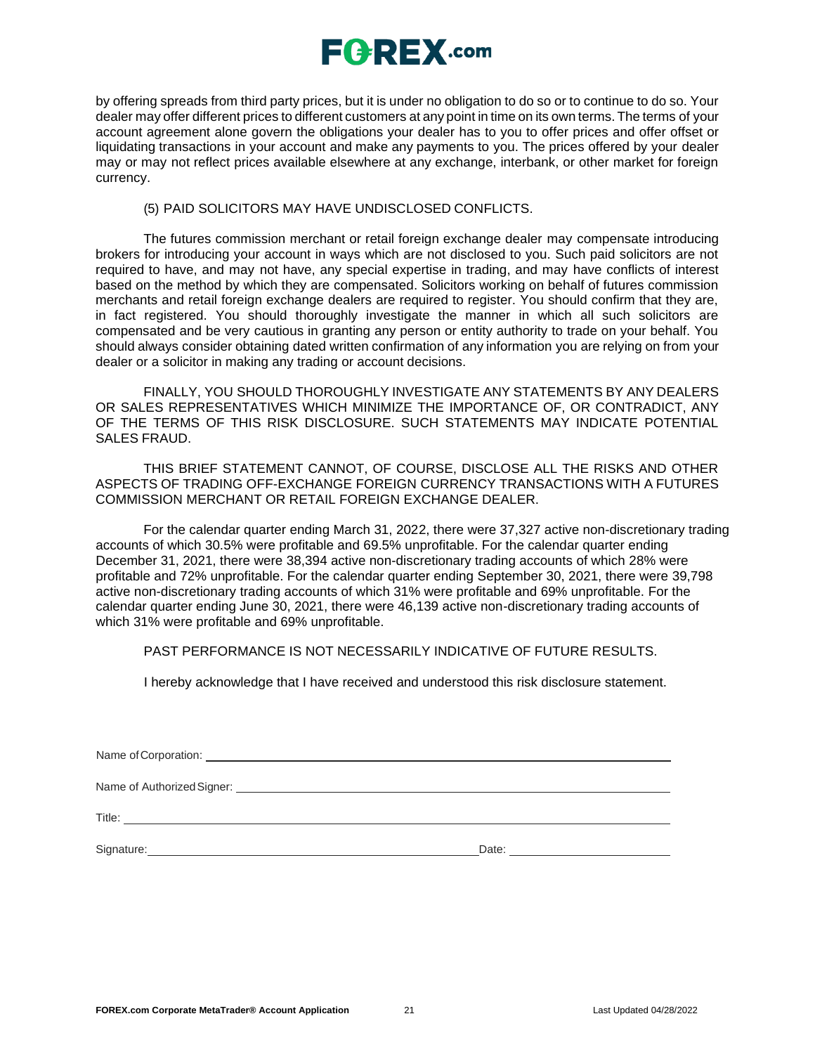by offering spreads from third party prices, but it is under no obligation to do so or to continue to do so. Your dealer may offer different prices to different customers at any point in time on its own terms. The terms of your account agreement alone govern the obligations your dealer has to you to offer prices and offer offset or liquidating transactions in your account and make any payments to you. The prices offered by your dealer may or may not reflect prices available elsewhere at any exchange, interbank, or other market for foreign currency.

(5) PAID SOLICITORS MAY HAVE UNDISCLOSED CONFLICTS.

The futures commission merchant or retail foreign exchange dealer may compensate introducing brokers for introducing your account in ways which are not disclosed to you. Such paid solicitors are not required to have, and may not have, any special expertise in trading, and may have conflicts of interest based on the method by which they are compensated. Solicitors working on behalf of futures commission merchants and retail foreign exchange dealers are required to register. You should confirm that they are, in fact registered. You should thoroughly investigate the manner in which all such solicitors are compensated and be very cautious in granting any person or entity authority to trade on your behalf. You should always consider obtaining dated written confirmation of any information you are relying on from your dealer or a solicitor in making any trading or account decisions.

FINALLY, YOU SHOULD THOROUGHLY INVESTIGATE ANY STATEMENTS BY ANY DEALERS OR SALES REPRESENTATIVES WHICH MINIMIZE THE IMPORTANCE OF, OR CONTRADICT, ANY OF THE TERMS OF THIS RISK DISCLOSURE. SUCH STATEMENTS MAY INDICATE POTENTIAL SALES FRAUD.

THIS BRIEF STATEMENT CANNOT, OF COURSE, DISCLOSE ALL THE RISKS AND OTHER ASPECTS OF TRADING OFF-EXCHANGE FOREIGN CURRENCY TRANSACTIONS WITH A FUTURES COMMISSION MERCHANT OR RETAIL FOREIGN EXCHANGE DEALER.

For the calendar quarter ending March 31, 2022, there were 37,327 active non-discretionary trading accounts of which 30.5% were profitable and 69.5% unprofitable. For the calendar quarter ending December 31, 2021, there were 38,394 active non-discretionary trading accounts of which 28% were profitable and 72% unprofitable. For the calendar quarter ending September 30, 2021, there were 39,798 active non-discretionary trading accounts of which 31% were profitable and 69% unprofitable. For the calendar quarter ending June 30, 2021, there were 46,139 active non-discretionary trading accounts of which 31% were profitable and 69% unprofitable.

PAST PERFORMANCE IS NOT NECESSARILY INDICATIVE OF FUTURE RESULTS.

I hereby acknowledge that I have received and understood this risk disclosure statement.

Name of Corporation: ______________________________

Name of Authorized Signer: ______________________________

Title: ______________________________

Signature: ______________________________ Date: ______________